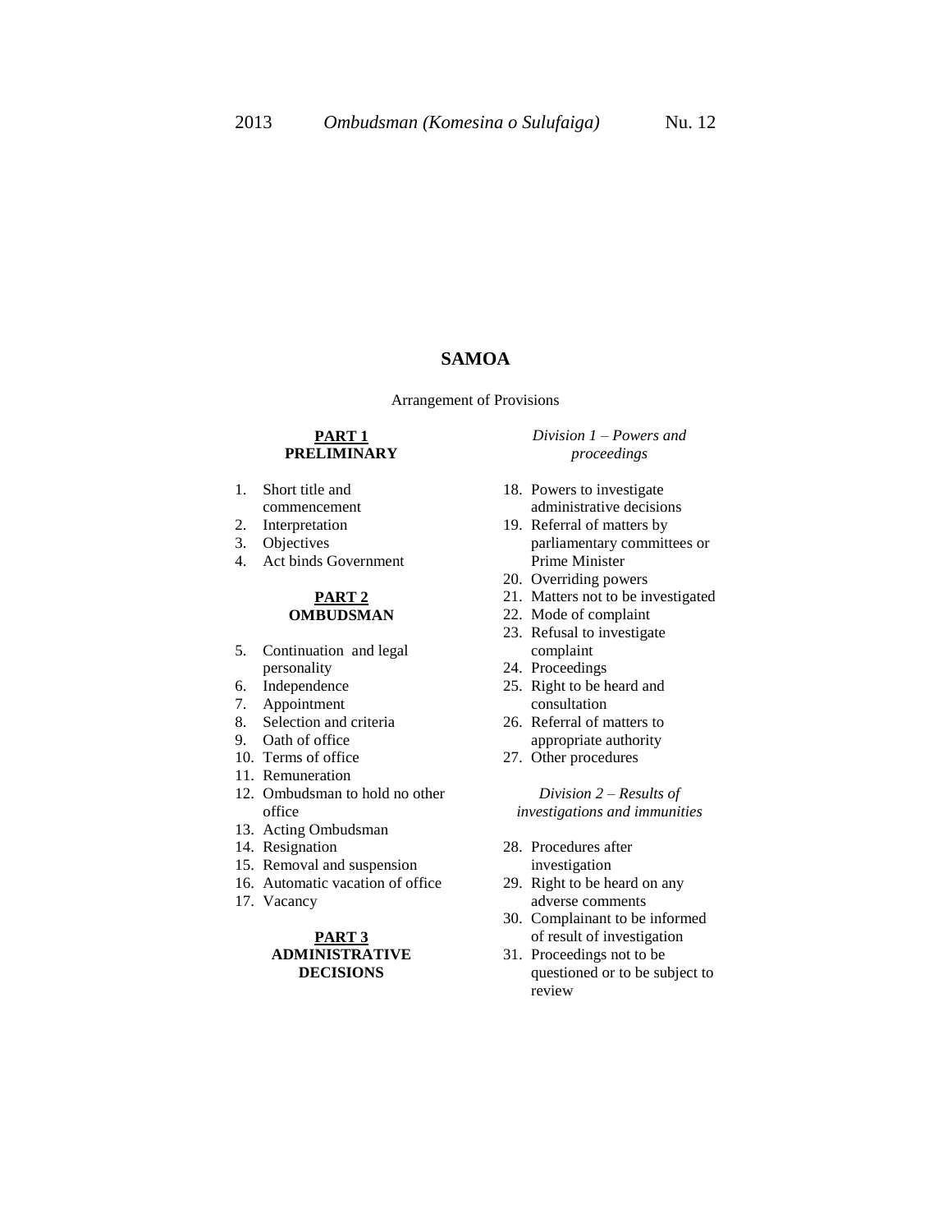# SAMOA

Arrangement of Provisions

**PART 1**
**PRELIMINARY**

1. Short title and commencement
2. Interpretation
3. Objectives
4. Act binds Government

**PART 2**
**OMBUDSMAN**

5. Continuation and legal personality
6. Independence
7. Appointment
8. Selection and criteria
9. Oath of office
10. Terms of office
11. Remuneration
12. Ombudsman to hold no other office
13. Acting Ombudsman
14. Resignation
15. Removal and suspension
16. Automatic vacation of office
17. Vacancy

**PART 3**
**ADMINISTRATIVE DECISIONS**

*Division 1 – Powers and proceedings*

18. Powers to investigate administrative decisions
19. Referral of matters by parliamentary committees or Prime Minister
20. Overriding powers
21. Matters not to be investigated
22. Mode of complaint
23. Refusal to investigate complaint
24. Proceedings
25. Right to be heard and consultation
26. Referral of matters to appropriate authority
27. Other procedures

*Division 2 – Results of investigations and immunities*

28. Procedures after investigation
29. Right to be heard on any adverse comments
30. Complainant to be informed of result of investigation
31. Proceedings not to be questioned or to be subject to review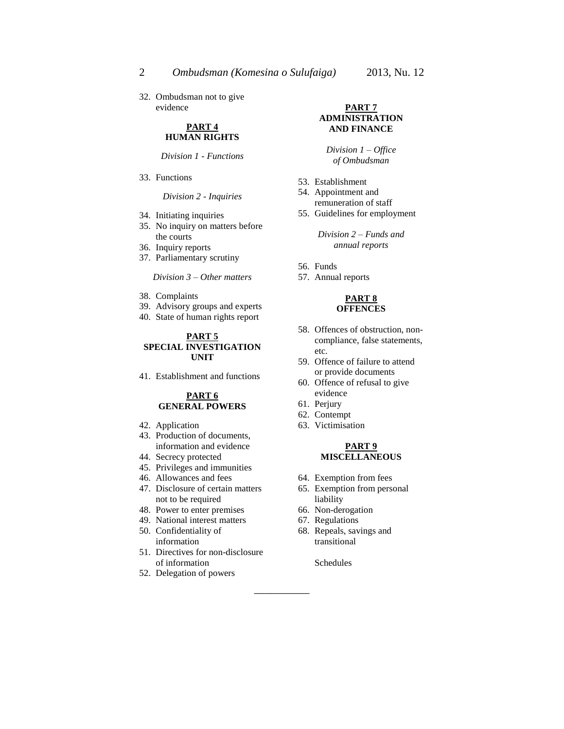32. Ombudsman not to give evidence

**PART 4**
**HUMAN RIGHTS**

*Division 1 - Functions*

33. Functions

*Division 2 - Inquiries*

34. Initiating inquiries
35. No inquiry on matters before the courts
36. Inquiry reports
37. Parliamentary scrutiny

*Division 3 – Other matters*

38. Complaints
39. Advisory groups and experts
40. State of human rights report

**PART 5**
**SPECIAL INVESTIGATION UNIT**

41. Establishment and functions

**PART 6**
**GENERAL POWERS**

42. Application
43. Production of documents, information and evidence
44. Secrecy protected
45. Privileges and immunities
46. Allowances and fees
47. Disclosure of certain matters not to be required
48. Power to enter premises
49. National interest matters
50. Confidentiality of information
51. Directives for non-disclosure of information
52. Delegation of powers

**PART 7**
**ADMINISTRATION AND FINANCE**

*Division 1 – Office of Ombudsman*

53. Establishment
54. Appointment and remuneration of staff
55. Guidelines for employment

*Division 2 – Funds and annual reports*

56. Funds
57. Annual reports

**PART 8**
**OFFENCES**

58. Offences of obstruction, non-compliance, false statements, etc.
59. Offence of failure to attend or provide documents
60. Offence of refusal to give evidence
61. Perjury
62. Contempt
63. Victimisation

**PART 9**
**MISCELLANEOUS**

64. Exemption from fees
65. Exemption from personal liability
66. Non-derogation
67. Regulations
68. Repeals, savings and transitional

Schedules

---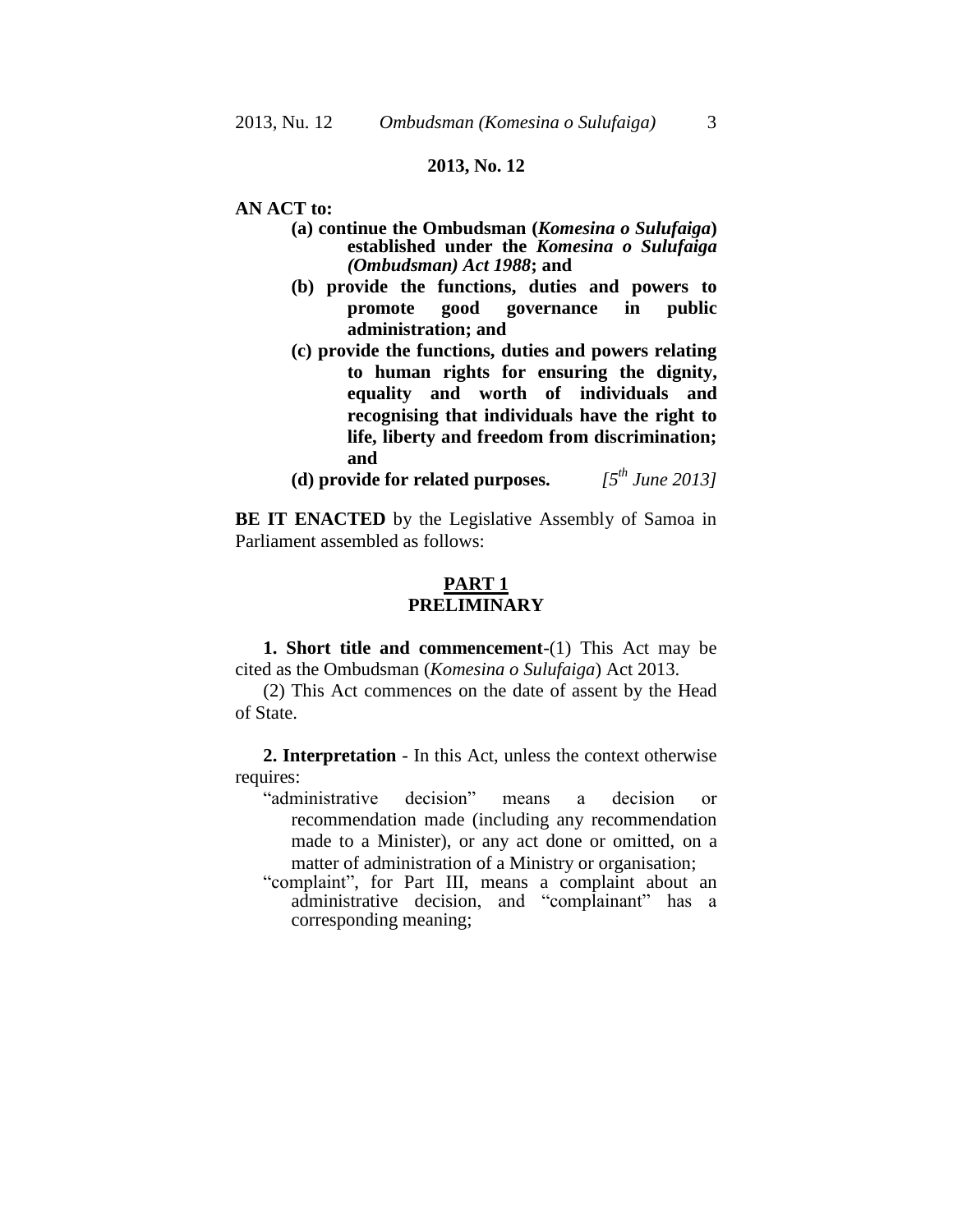**2013, No. 12**

**AN ACT to:**

- **(a) continue the Ombudsman (*Komesina o Sulufaiga*) established under the *Komesina o Sulufaiga (Ombudsman) Act 1988*; and**
- **(b) provide the functions, duties and powers to promote good governance in public administration; and**
- **(c) provide the functions, duties and powers relating to human rights for ensuring the dignity, equality and worth of individuals and recognising that individuals have the right to life, liberty and freedom from discrimination; and**
- **(d) provide for related purposes.** *[5th June 2013]*

**BE IT ENACTED** by the Legislative Assembly of Samoa in Parliament assembled as follows:

## PART 1
## PRELIMINARY

**1. Short title and commencement**-(1) This Act may be cited as the Ombudsman (*Komesina o Sulufaiga*) Act 2013.

(2) This Act commences on the date of assent by the Head of State.

**2. Interpretation** - In this Act, unless the context otherwise requires:

"administrative decision" means a decision or recommendation made (including any recommendation made to a Minister), or any act done or omitted, on a matter of administration of a Ministry or organisation;

"complaint", for Part III, means a complaint about an administrative decision, and "complainant" has a corresponding meaning;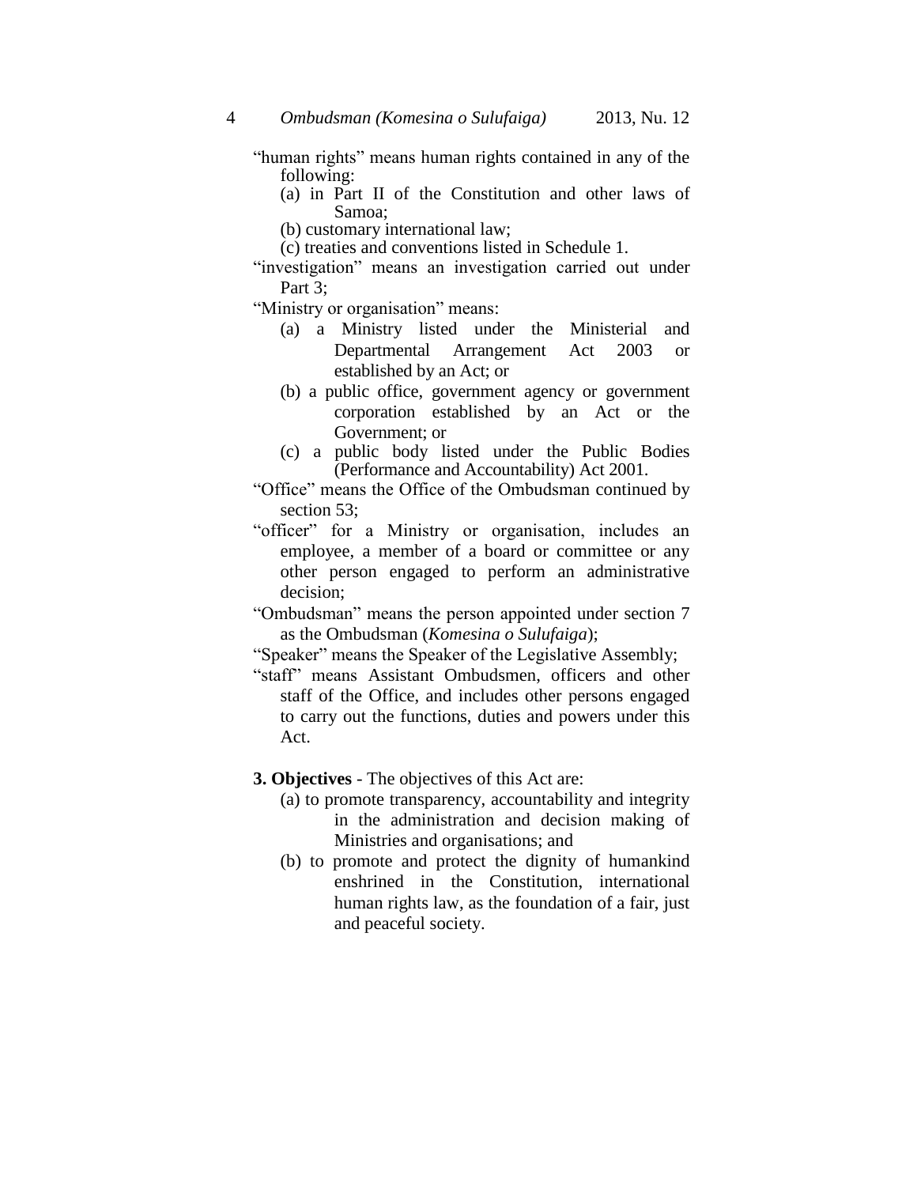"human rights" means human rights contained in any of the following:

- (a) in Part II of the Constitution and other laws of Samoa;
- (b) customary international law;
- (c) treaties and conventions listed in Schedule 1.

"investigation" means an investigation carried out under Part 3;

"Ministry or organisation" means:

- (a) a Ministry listed under the Ministerial and Departmental Arrangement Act 2003 or established by an Act; or
- (b) a public office, government agency or government corporation established by an Act or the Government; or
- (c) a public body listed under the Public Bodies (Performance and Accountability) Act 2001.

"Office" means the Office of the Ombudsman continued by section 53;

"officer" for a Ministry or organisation, includes an employee, a member of a board or committee or any other person engaged to perform an administrative decision;

"Ombudsman" means the person appointed under section 7 as the Ombudsman (*Komesina o Sulufaiga*);

"Speaker" means the Speaker of the Legislative Assembly;

"staff" means Assistant Ombudsmen, officers and other staff of the Office, and includes other persons engaged to carry out the functions, duties and powers under this Act.

**3. Objectives** - The objectives of this Act are:

- (a) to promote transparency, accountability and integrity in the administration and decision making of Ministries and organisations; and
- (b) to promote and protect the dignity of humankind enshrined in the Constitution, international human rights law, as the foundation of a fair, just and peaceful society.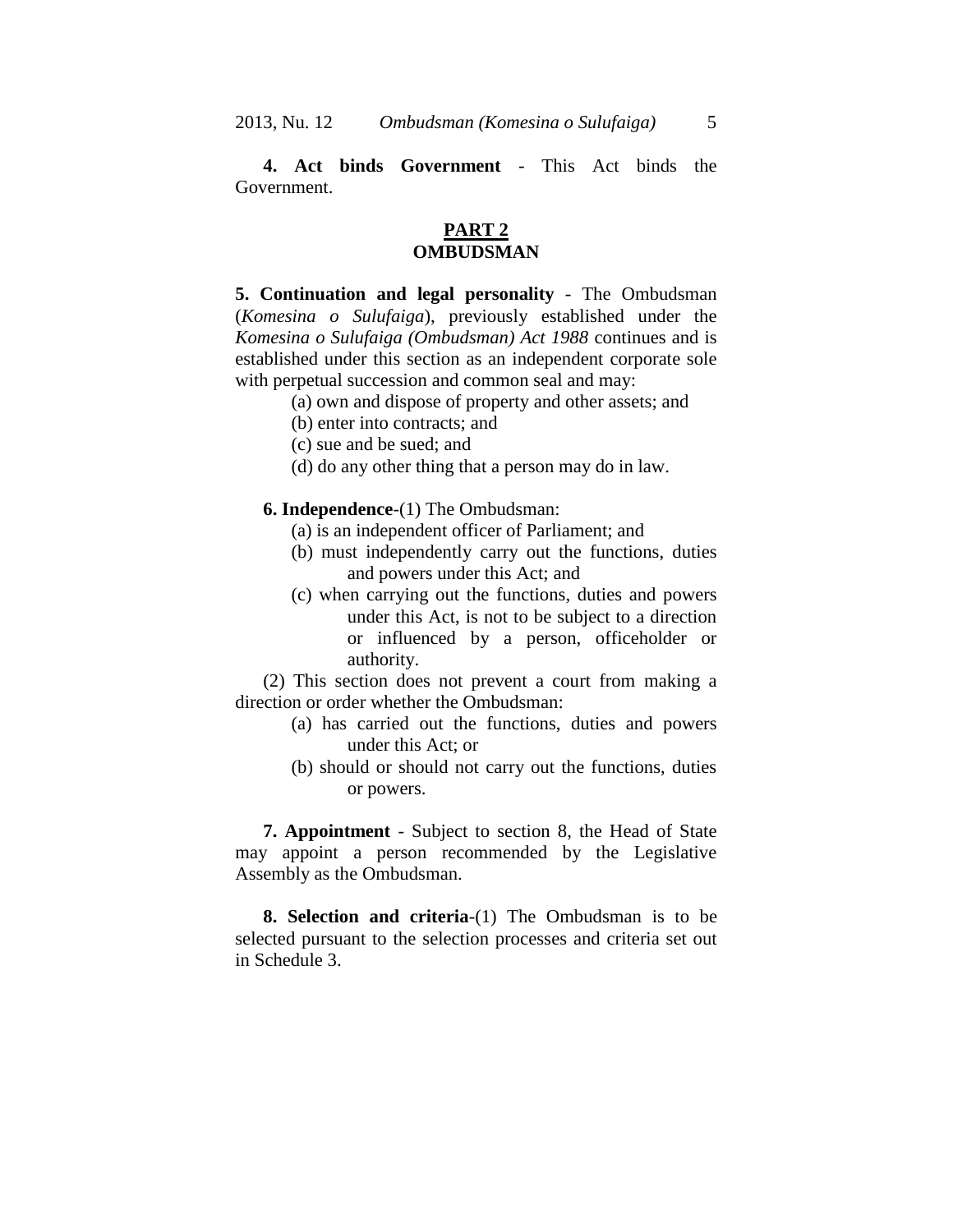**4. Act binds Government** - This Act binds the Government.

## PART 2
## OMBUDSMAN

**5. Continuation and legal personality** - The Ombudsman (*Komesina o Sulufaiga*), previously established under the *Komesina o Sulufaiga (Ombudsman) Act 1988* continues and is established under this section as an independent corporate sole with perpetual succession and common seal and may:

(a) own and dispose of property and other assets; and

(b) enter into contracts; and

(c) sue and be sued; and

(d) do any other thing that a person may do in law.

**6. Independence**-(1) The Ombudsman:

(a) is an independent officer of Parliament; and

(b) must independently carry out the functions, duties and powers under this Act; and

(c) when carrying out the functions, duties and powers under this Act, is not to be subject to a direction or influenced by a person, officeholder or authority.

(2) This section does not prevent a court from making a direction or order whether the Ombudsman:

(a) has carried out the functions, duties and powers under this Act; or

(b) should or should not carry out the functions, duties or powers.

**7. Appointment** - Subject to section 8, the Head of State may appoint a person recommended by the Legislative Assembly as the Ombudsman.

**8. Selection and criteria**-(1) The Ombudsman is to be selected pursuant to the selection processes and criteria set out in Schedule 3.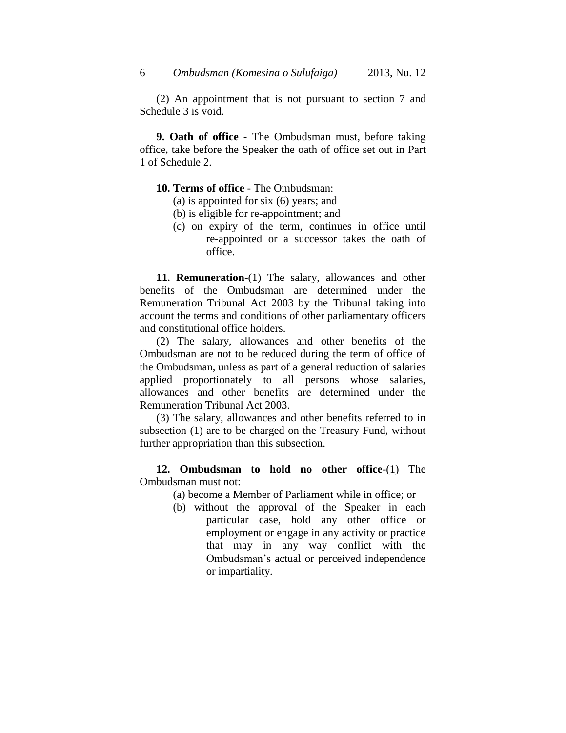(2) An appointment that is not pursuant to section 7 and Schedule 3 is void.

**9. Oath of office** - The Ombudsman must, before taking office, take before the Speaker the oath of office set out in Part 1 of Schedule 2.

**10. Terms of office** - The Ombudsman:

(a) is appointed for six (6) years; and

(b) is eligible for re-appointment; and

(c) on expiry of the term, continues in office until re-appointed or a successor takes the oath of office.

**11. Remuneration**-(1) The salary, allowances and other benefits of the Ombudsman are determined under the Remuneration Tribunal Act 2003 by the Tribunal taking into account the terms and conditions of other parliamentary officers and constitutional office holders.

(2) The salary, allowances and other benefits of the Ombudsman are not to be reduced during the term of office of the Ombudsman, unless as part of a general reduction of salaries applied proportionately to all persons whose salaries, allowances and other benefits are determined under the Remuneration Tribunal Act 2003.

(3) The salary, allowances and other benefits referred to in subsection (1) are to be charged on the Treasury Fund, without further appropriation than this subsection.

**12. Ombudsman to hold no other office**-(1) The Ombudsman must not:

(a) become a Member of Parliament while in office; or

(b) without the approval of the Speaker in each particular case, hold any other office or employment or engage in any activity or practice that may in any way conflict with the Ombudsman's actual or perceived independence or impartiality.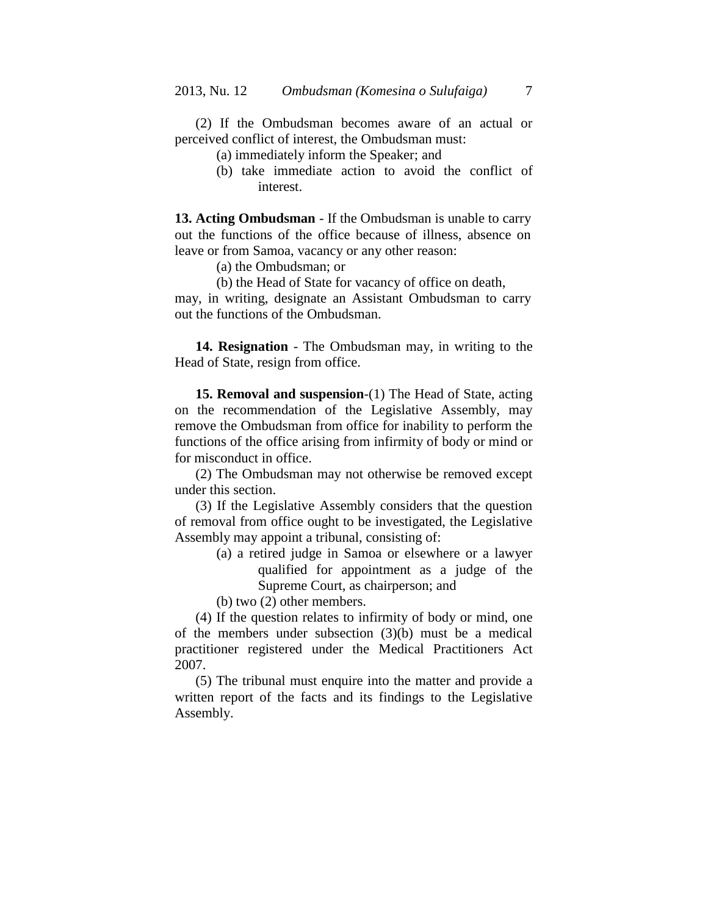(2) If the Ombudsman becomes aware of an actual or perceived conflict of interest, the Ombudsman must:

(a) immediately inform the Speaker; and

(b) take immediate action to avoid the conflict of interest.

**13. Acting Ombudsman** - If the Ombudsman is unable to carry out the functions of the office because of illness, absence on leave or from Samoa, vacancy or any other reason:

(a) the Ombudsman; or

(b) the Head of State for vacancy of office on death,

may, in writing, designate an Assistant Ombudsman to carry out the functions of the Ombudsman.

**14. Resignation** - The Ombudsman may, in writing to the Head of State, resign from office.

**15. Removal and suspension**-(1) The Head of State, acting on the recommendation of the Legislative Assembly, may remove the Ombudsman from office for inability to perform the functions of the office arising from infirmity of body or mind or for misconduct in office.

(2) The Ombudsman may not otherwise be removed except under this section.

(3) If the Legislative Assembly considers that the question of removal from office ought to be investigated, the Legislative Assembly may appoint a tribunal, consisting of:

(a) a retired judge in Samoa or elsewhere or a lawyer qualified for appointment as a judge of the Supreme Court, as chairperson; and

(b) two (2) other members.

(4) If the question relates to infirmity of body or mind, one of the members under subsection (3)(b) must be a medical practitioner registered under the Medical Practitioners Act 2007.

(5) The tribunal must enquire into the matter and provide a written report of the facts and its findings to the Legislative Assembly.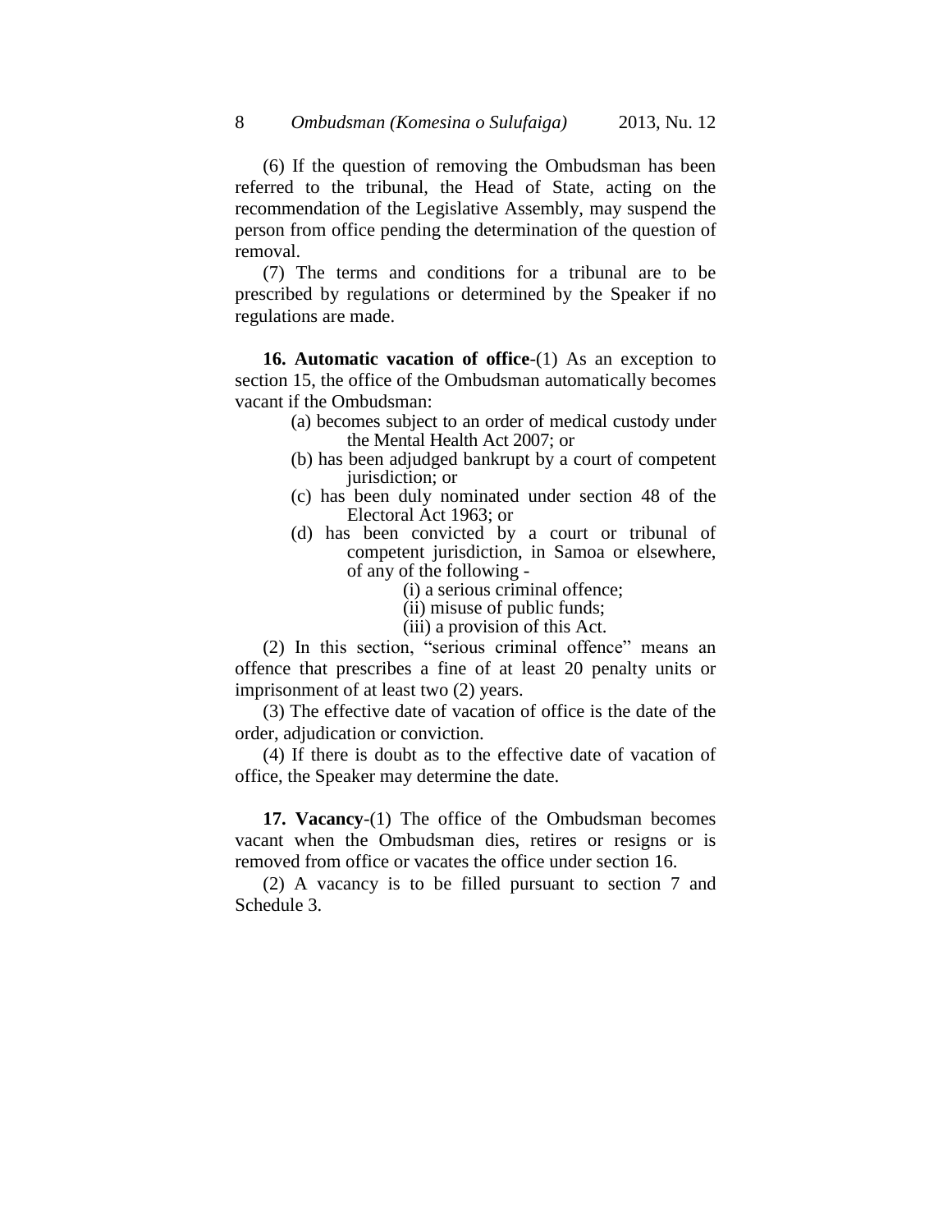(6) If the question of removing the Ombudsman has been referred to the tribunal, the Head of State, acting on the recommendation of the Legislative Assembly, may suspend the person from office pending the determination of the question of removal.

(7) The terms and conditions for a tribunal are to be prescribed by regulations or determined by the Speaker if no regulations are made.

**16. Automatic vacation of office**-(1) As an exception to section 15, the office of the Ombudsman automatically becomes vacant if the Ombudsman:

- (a) becomes subject to an order of medical custody under the Mental Health Act 2007; or
- (b) has been adjudged bankrupt by a court of competent jurisdiction; or
- (c) has been duly nominated under section 48 of the Electoral Act 1963; or
- (d) has been convicted by a court or tribunal of competent jurisdiction, in Samoa or elsewhere, of any of the following -
  - (i) a serious criminal offence;
  - (ii) misuse of public funds;
  - (iii) a provision of this Act.

(2) In this section, "serious criminal offence" means an offence that prescribes a fine of at least 20 penalty units or imprisonment of at least two (2) years.

(3) The effective date of vacation of office is the date of the order, adjudication or conviction.

(4) If there is doubt as to the effective date of vacation of office, the Speaker may determine the date.

**17. Vacancy**-(1) The office of the Ombudsman becomes vacant when the Ombudsman dies, retires or resigns or is removed from office or vacates the office under section 16.

(2) A vacancy is to be filled pursuant to section 7 and Schedule 3.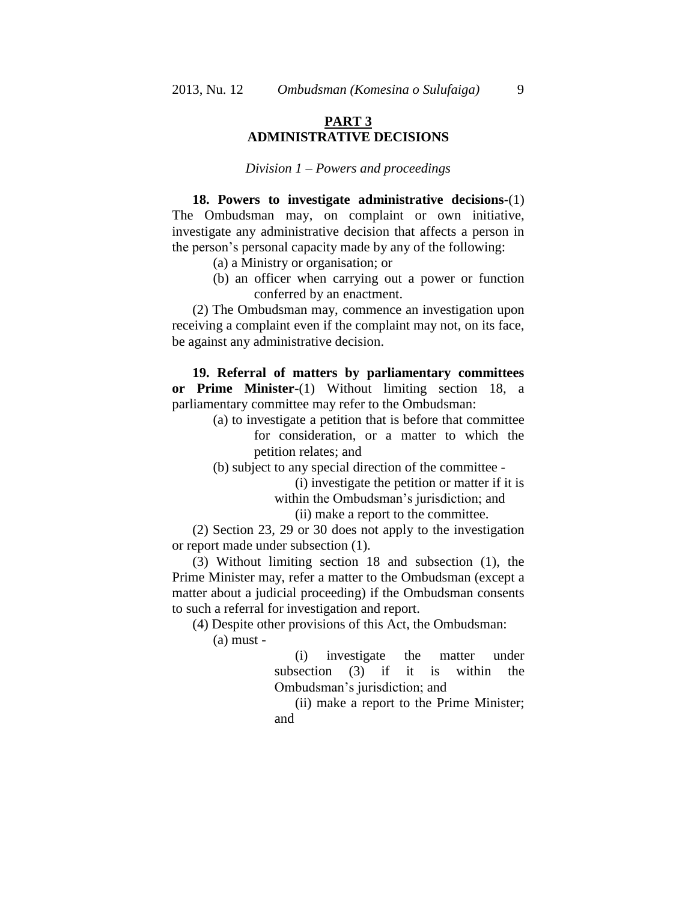## PART 3
## ADMINISTRATIVE DECISIONS

*Division 1 – Powers and proceedings*

**18. Powers to investigate administrative decisions**-(1) The Ombudsman may, on complaint or own initiative, investigate any administrative decision that affects a person in the person's personal capacity made by any of the following:

(a) a Ministry or organisation; or

(b) an officer when carrying out a power or function conferred by an enactment.

(2) The Ombudsman may, commence an investigation upon receiving a complaint even if the complaint may not, on its face, be against any administrative decision.

**19. Referral of matters by parliamentary committees or Prime Minister**-(1) Without limiting section 18, a parliamentary committee may refer to the Ombudsman:

(a) to investigate a petition that is before that committee for consideration, or a matter to which the petition relates; and

(b) subject to any special direction of the committee -

(i) investigate the petition or matter if it is within the Ombudsman's jurisdiction; and

(ii) make a report to the committee.

(2) Section 23, 29 or 30 does not apply to the investigation or report made under subsection (1).

(3) Without limiting section 18 and subsection (1), the Prime Minister may, refer a matter to the Ombudsman (except a matter about a judicial proceeding) if the Ombudsman consents to such a referral for investigation and report.

(4) Despite other provisions of this Act, the Ombudsman:

(a) must -

(i) investigate the matter under subsection (3) if it is within the Ombudsman's jurisdiction; and

(ii) make a report to the Prime Minister; and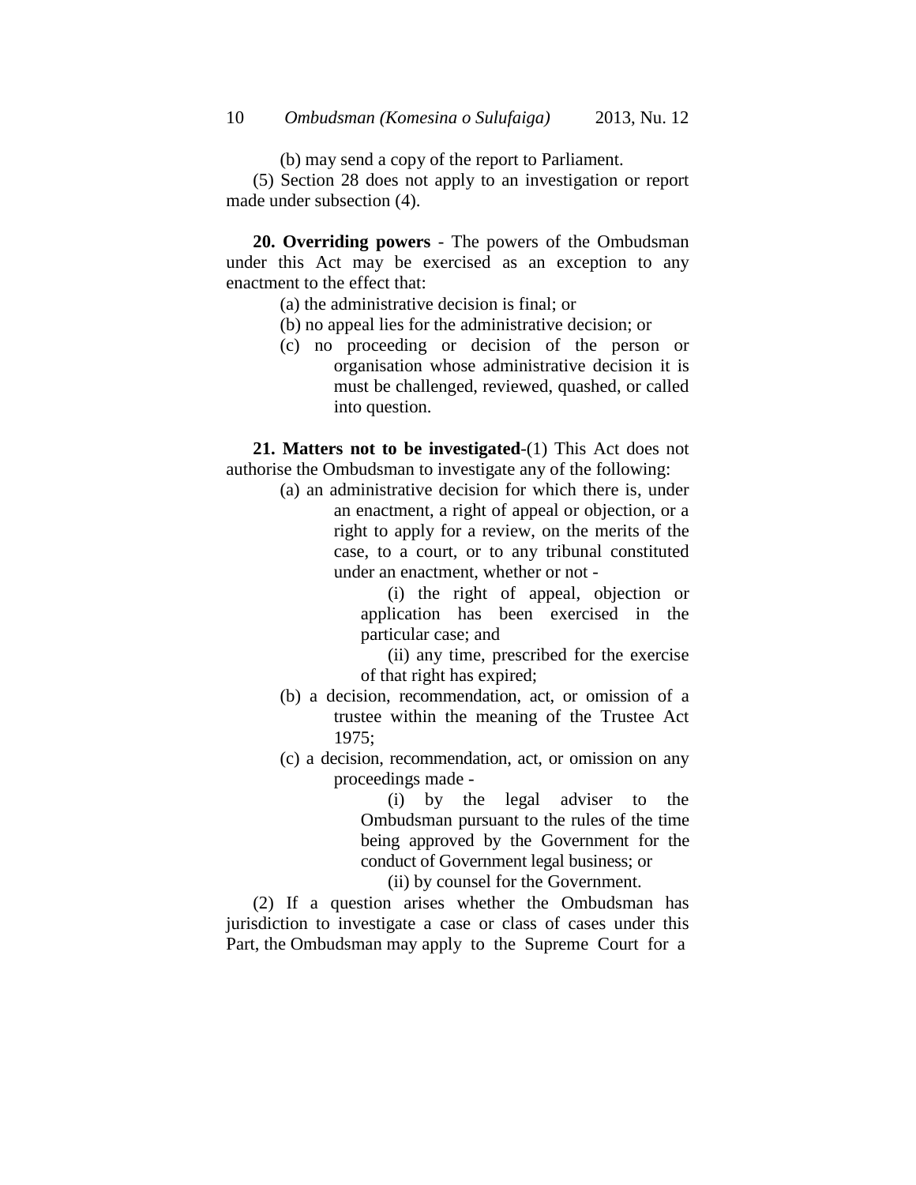(b) may send a copy of the report to Parliament.

(5) Section 28 does not apply to an investigation or report made under subsection (4).

**20. Overriding powers** - The powers of the Ombudsman under this Act may be exercised as an exception to any enactment to the effect that:

(a) the administrative decision is final; or

(b) no appeal lies for the administrative decision; or

(c) no proceeding or decision of the person or organisation whose administrative decision it is must be challenged, reviewed, quashed, or called into question.

**21. Matters not to be investigated**-(1) This Act does not authorise the Ombudsman to investigate any of the following:

(a) an administrative decision for which there is, under an enactment, a right of appeal or objection, or a right to apply for a review, on the merits of the case, to a court, or to any tribunal constituted under an enactment, whether or not -

(i) the right of appeal, objection or application has been exercised in the particular case; and

(ii) any time, prescribed for the exercise of that right has expired;

(b) a decision, recommendation, act, or omission of a trustee within the meaning of the Trustee Act 1975;

(c) a decision, recommendation, act, or omission on any proceedings made -

(i) by the legal adviser to the Ombudsman pursuant to the rules of the time being approved by the Government for the conduct of Government legal business; or

(ii) by counsel for the Government.

(2) If a question arises whether the Ombudsman has jurisdiction to investigate a case or class of cases under this Part, the Ombudsman may apply to the Supreme Court for a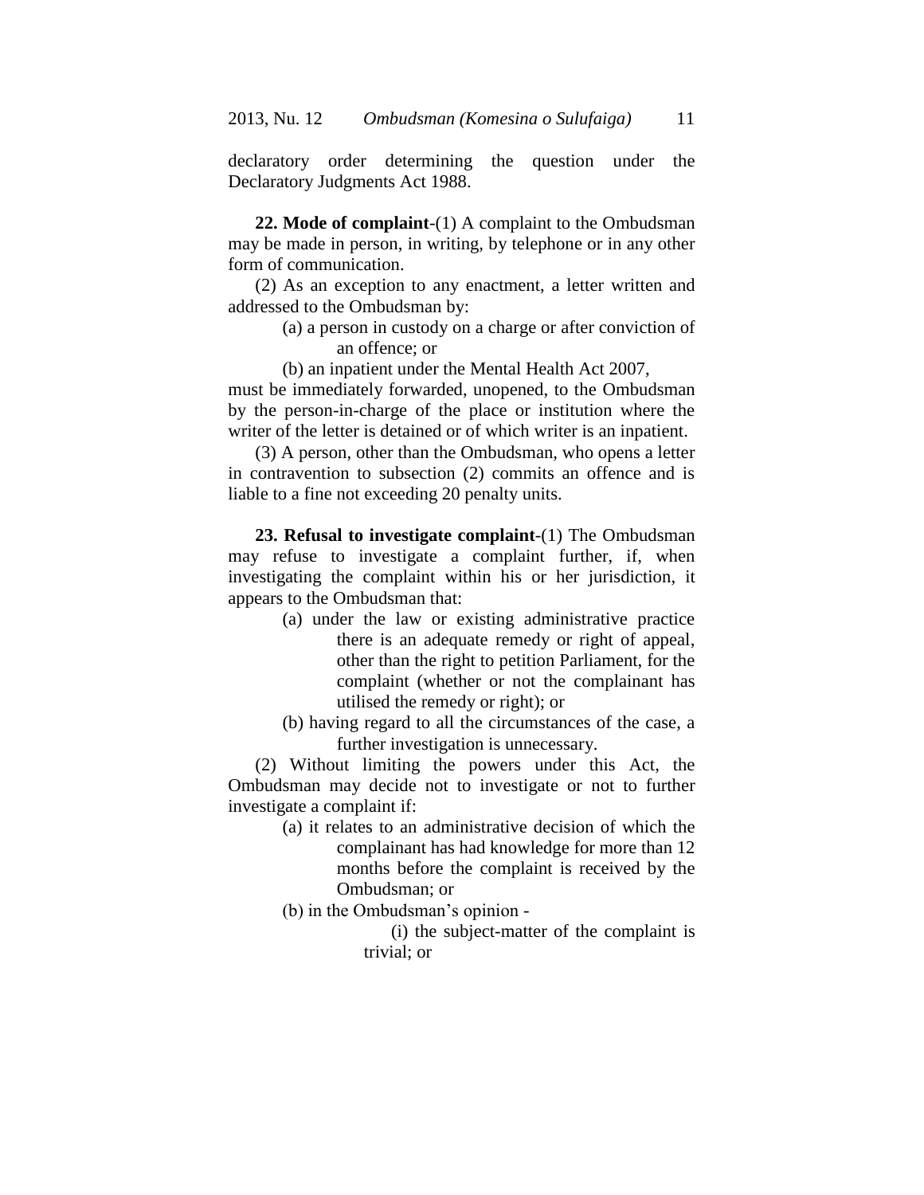declaratory order determining the question under the Declaratory Judgments Act 1988.

**22. Mode of complaint**-(1) A complaint to the Ombudsman may be made in person, in writing, by telephone or in any other form of communication.

(2) As an exception to any enactment, a letter written and addressed to the Ombudsman by:

> (a) a person in custody on a charge or after conviction of an offence; or
>
> (b) an inpatient under the Mental Health Act 2007,

must be immediately forwarded, unopened, to the Ombudsman by the person-in-charge of the place or institution where the writer of the letter is detained or of which writer is an inpatient.

(3) A person, other than the Ombudsman, who opens a letter in contravention to subsection (2) commits an offence and is liable to a fine not exceeding 20 penalty units.

**23. Refusal to investigate complaint**-(1) The Ombudsman may refuse to investigate a complaint further, if, when investigating the complaint within his or her jurisdiction, it appears to the Ombudsman that:

> (a) under the law or existing administrative practice there is an adequate remedy or right of appeal, other than the right to petition Parliament, for the complaint (whether or not the complainant has utilised the remedy or right); or
>
> (b) having regard to all the circumstances of the case, a further investigation is unnecessary.

(2) Without limiting the powers under this Act, the Ombudsman may decide not to investigate or not to further investigate a complaint if:

> (a) it relates to an administrative decision of which the complainant has had knowledge for more than 12 months before the complaint is received by the Ombudsman; or
>
> (b) in the Ombudsman's opinion -
>
> > (i) the subject-matter of the complaint is trivial; or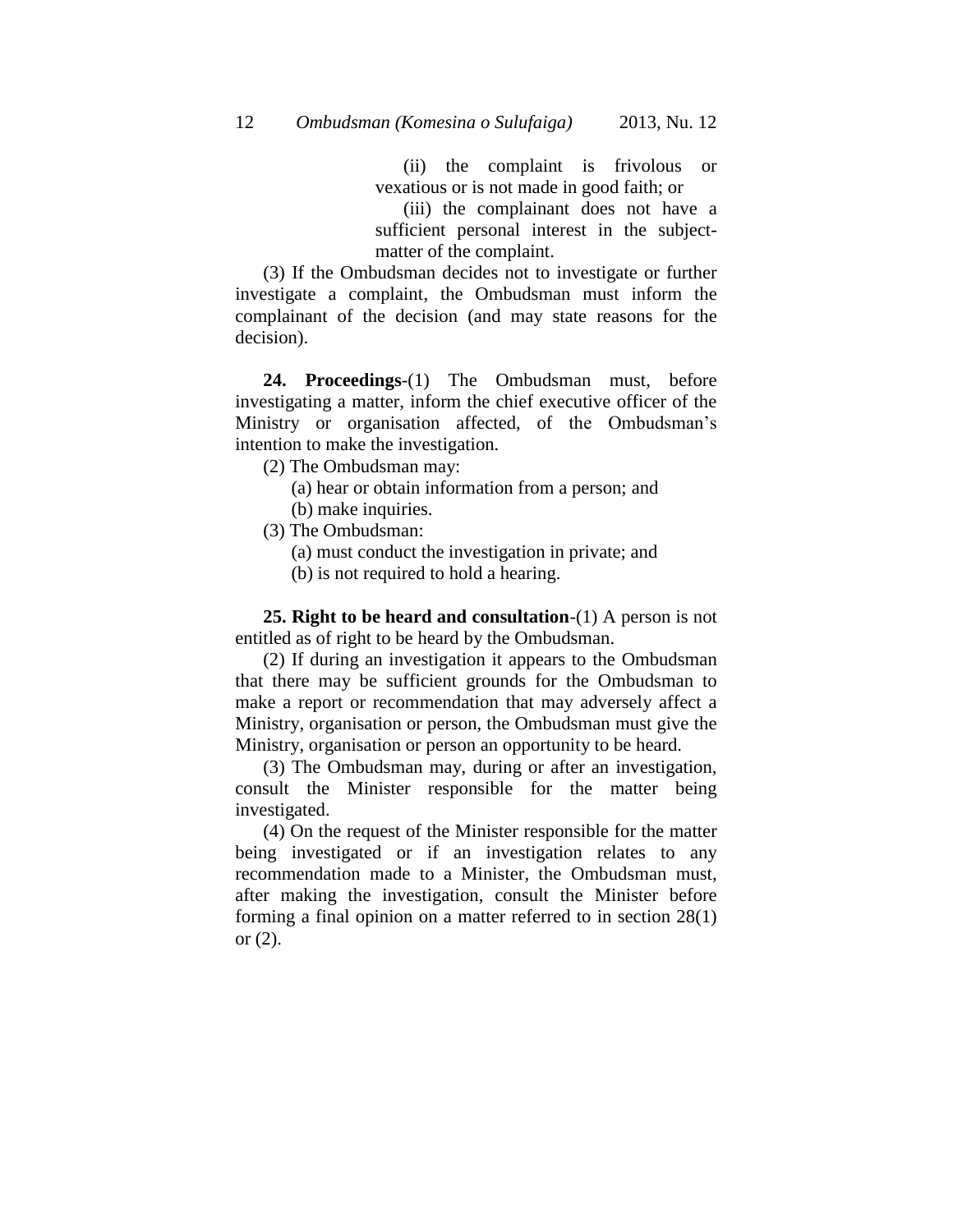(ii) the complaint is frivolous or vexatious or is not made in good faith; or

(iii) the complainant does not have a sufficient personal interest in the subject-matter of the complaint.

(3) If the Ombudsman decides not to investigate or further investigate a complaint, the Ombudsman must inform the complainant of the decision (and may state reasons for the decision).

**24. Proceedings**-(1) The Ombudsman must, before investigating a matter, inform the chief executive officer of the Ministry or organisation affected, of the Ombudsman's intention to make the investigation.

(2) The Ombudsman may:

(a) hear or obtain information from a person; and

(b) make inquiries.

(3) The Ombudsman:

(a) must conduct the investigation in private; and

(b) is not required to hold a hearing.

**25. Right to be heard and consultation**-(1) A person is not entitled as of right to be heard by the Ombudsman.

(2) If during an investigation it appears to the Ombudsman that there may be sufficient grounds for the Ombudsman to make a report or recommendation that may adversely affect a Ministry, organisation or person, the Ombudsman must give the Ministry, organisation or person an opportunity to be heard.

(3) The Ombudsman may, during or after an investigation, consult the Minister responsible for the matter being investigated.

(4) On the request of the Minister responsible for the matter being investigated or if an investigation relates to any recommendation made to a Minister, the Ombudsman must, after making the investigation, consult the Minister before forming a final opinion on a matter referred to in section 28(1) or (2).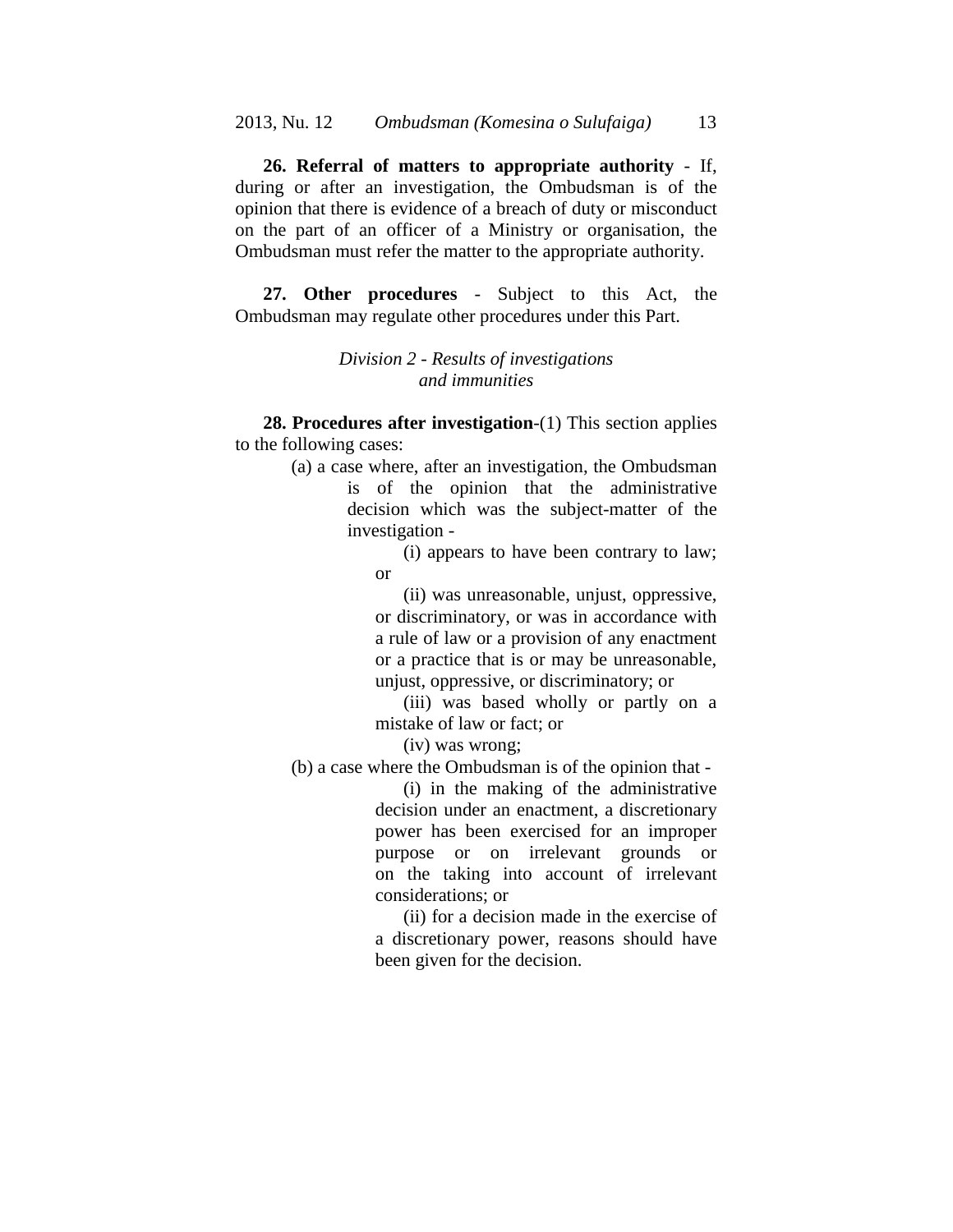**26. Referral of matters to appropriate authority** - If, during or after an investigation, the Ombudsman is of the opinion that there is evidence of a breach of duty or misconduct on the part of an officer of a Ministry or organisation, the Ombudsman must refer the matter to the appropriate authority.

**27. Other procedures** - Subject to this Act, the Ombudsman may regulate other procedures under this Part.

*Division 2 - Results of investigations and immunities*

**28. Procedures after investigation**-(1) This section applies to the following cases:

(a) a case where, after an investigation, the Ombudsman is of the opinion that the administrative decision which was the subject-matter of the investigation -

(i) appears to have been contrary to law; or

(ii) was unreasonable, unjust, oppressive, or discriminatory, or was in accordance with a rule of law or a provision of any enactment or a practice that is or may be unreasonable, unjust, oppressive, or discriminatory; or

(iii) was based wholly or partly on a mistake of law or fact; or

(iv) was wrong;

(b) a case where the Ombudsman is of the opinion that -

(i) in the making of the administrative decision under an enactment, a discretionary power has been exercised for an improper purpose or on irrelevant grounds or on the taking into account of irrelevant considerations; or

(ii) for a decision made in the exercise of a discretionary power, reasons should have been given for the decision.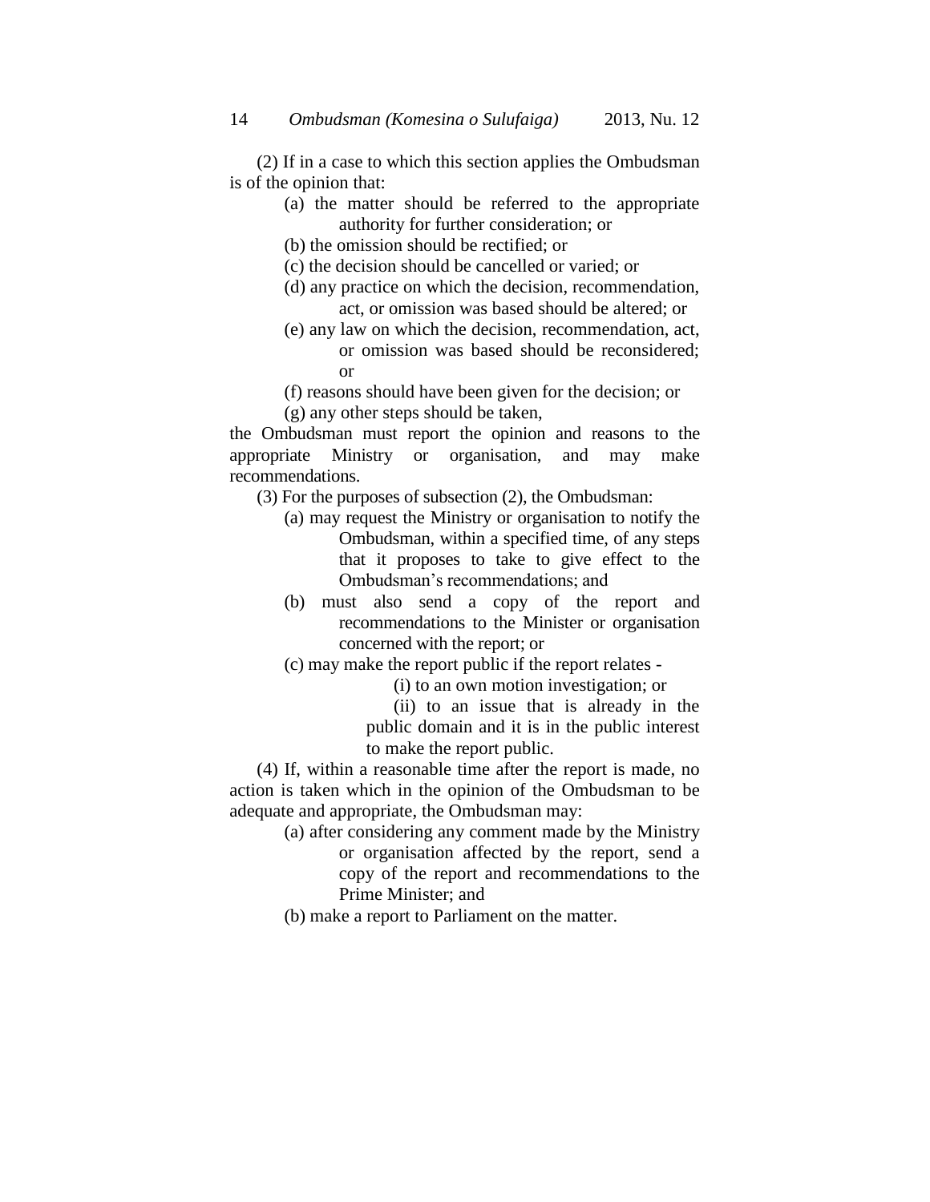(2) If in a case to which this section applies the Ombudsman is of the opinion that:

(a) the matter should be referred to the appropriate authority for further consideration; or

(b) the omission should be rectified; or

(c) the decision should be cancelled or varied; or

(d) any practice on which the decision, recommendation, act, or omission was based should be altered; or

(e) any law on which the decision, recommendation, act, or omission was based should be reconsidered; or

(f) reasons should have been given for the decision; or

(g) any other steps should be taken,

the Ombudsman must report the opinion and reasons to the appropriate Ministry or organisation, and may make recommendations.

(3) For the purposes of subsection (2), the Ombudsman:

(a) may request the Ministry or organisation to notify the Ombudsman, within a specified time, of any steps that it proposes to take to give effect to the Ombudsman's recommendations; and

(b) must also send a copy of the report and recommendations to the Minister or organisation concerned with the report; or

(c) may make the report public if the report relates -

(i) to an own motion investigation; or

(ii) to an issue that is already in the public domain and it is in the public interest to make the report public.

(4) If, within a reasonable time after the report is made, no action is taken which in the opinion of the Ombudsman to be adequate and appropriate, the Ombudsman may:

(a) after considering any comment made by the Ministry or organisation affected by the report, send a copy of the report and recommendations to the Prime Minister; and

(b) make a report to Parliament on the matter.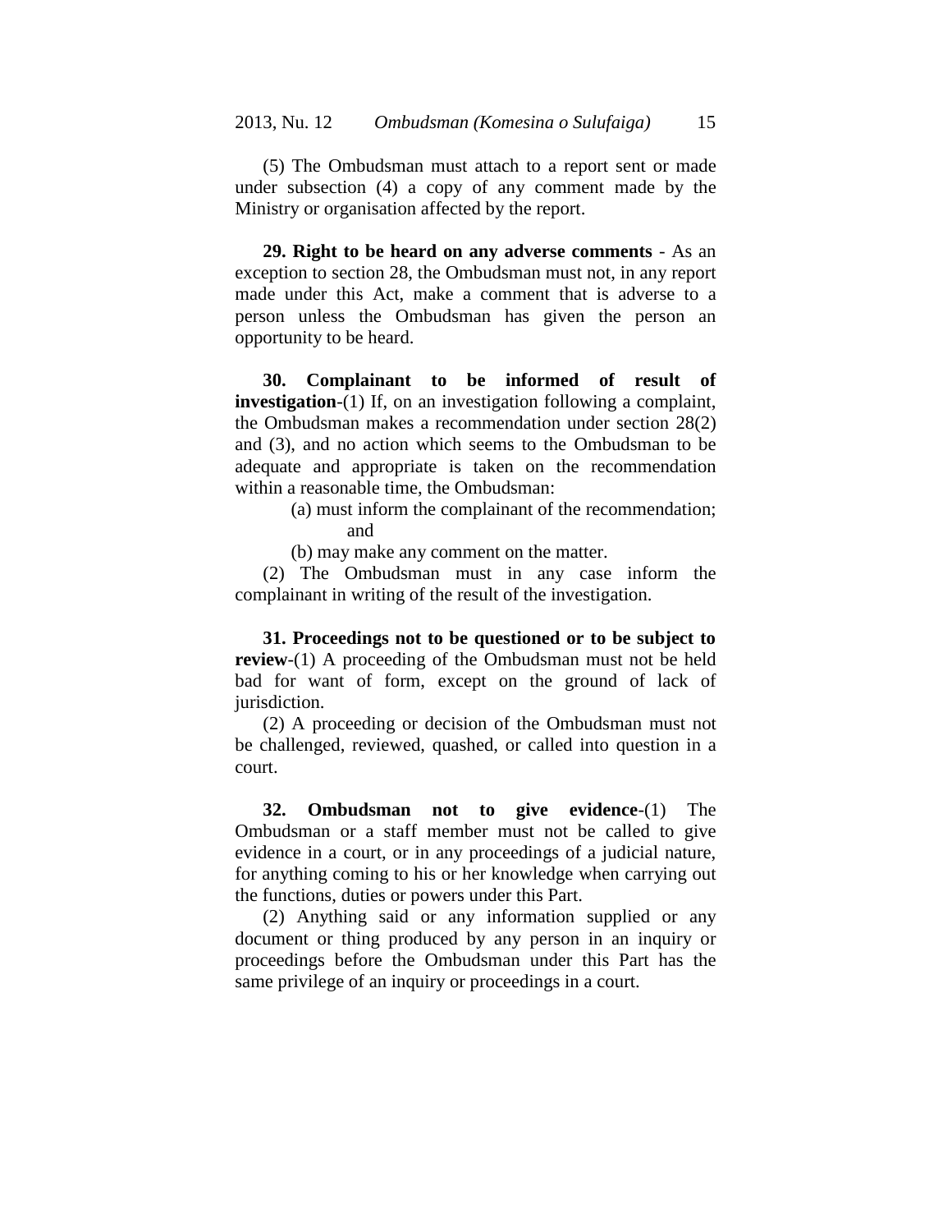(5) The Ombudsman must attach to a report sent or made under subsection (4) a copy of any comment made by the Ministry or organisation affected by the report.

**29. Right to be heard on any adverse comments** - As an exception to section 28, the Ombudsman must not, in any report made under this Act, make a comment that is adverse to a person unless the Ombudsman has given the person an opportunity to be heard.

**30. Complainant to be informed of result of investigation**-(1) If, on an investigation following a complaint, the Ombudsman makes a recommendation under section 28(2) and (3), and no action which seems to the Ombudsman to be adequate and appropriate is taken on the recommendation within a reasonable time, the Ombudsman:

(a) must inform the complainant of the recommendation; and

(b) may make any comment on the matter.

(2) The Ombudsman must in any case inform the complainant in writing of the result of the investigation.

**31. Proceedings not to be questioned or to be subject to review**-(1) A proceeding of the Ombudsman must not be held bad for want of form, except on the ground of lack of jurisdiction.

(2) A proceeding or decision of the Ombudsman must not be challenged, reviewed, quashed, or called into question in a court.

**32. Ombudsman not to give evidence**-(1) The Ombudsman or a staff member must not be called to give evidence in a court, or in any proceedings of a judicial nature, for anything coming to his or her knowledge when carrying out the functions, duties or powers under this Part.

(2) Anything said or any information supplied or any document or thing produced by any person in an inquiry or proceedings before the Ombudsman under this Part has the same privilege of an inquiry or proceedings in a court.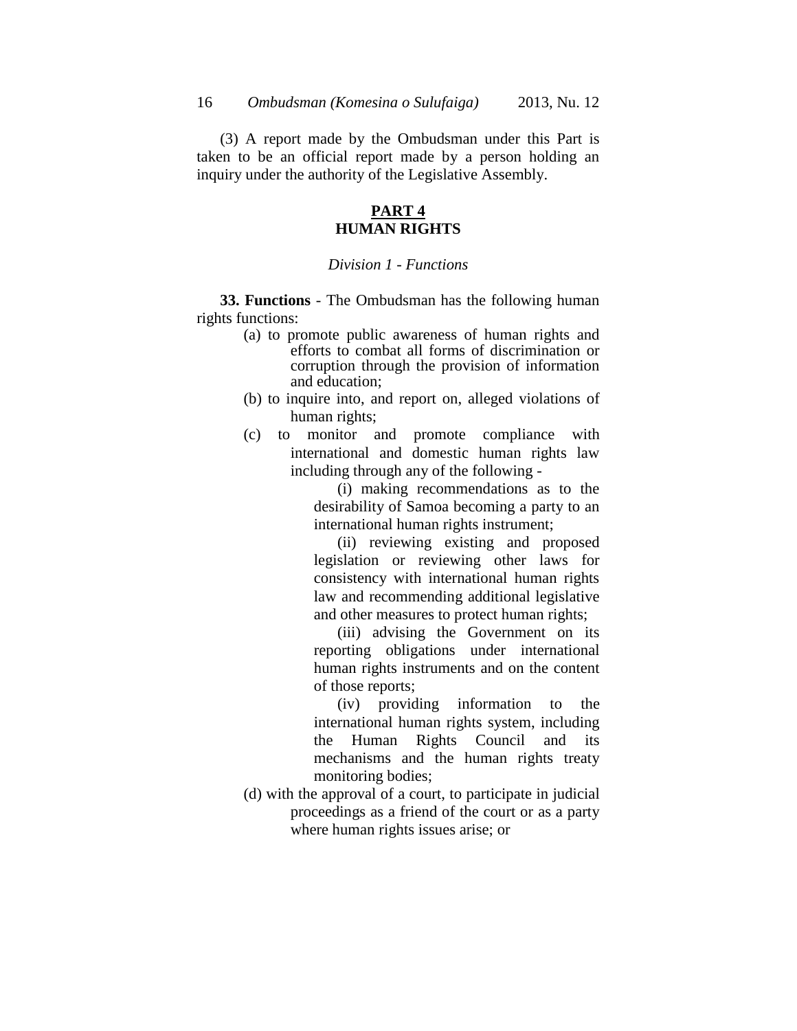(3) A report made by the Ombudsman under this Part is taken to be an official report made by a person holding an inquiry under the authority of the Legislative Assembly.

## PART 4
## HUMAN RIGHTS

*Division 1 - Functions*

**33. Functions** - The Ombudsman has the following human rights functions:

(a) to promote public awareness of human rights and efforts to combat all forms of discrimination or corruption through the provision of information and education;

(b) to inquire into, and report on, alleged violations of human rights;

(c) to monitor and promote compliance with international and domestic human rights law including through any of the following -

(i) making recommendations as to the desirability of Samoa becoming a party to an international human rights instrument;

(ii) reviewing existing and proposed legislation or reviewing other laws for consistency with international human rights law and recommending additional legislative and other measures to protect human rights;

(iii) advising the Government on its reporting obligations under international human rights instruments and on the content of those reports;

(iv) providing information to the international human rights system, including the Human Rights Council and its mechanisms and the human rights treaty monitoring bodies;

(d) with the approval of a court, to participate in judicial proceedings as a friend of the court or as a party where human rights issues arise; or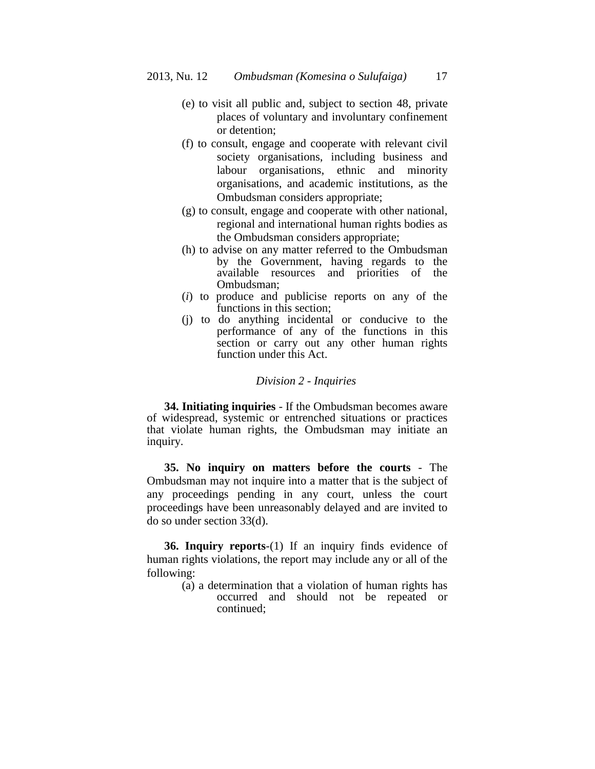(e) to visit all public and, subject to section 48, private places of voluntary and involuntary confinement or detention;

(f) to consult, engage and cooperate with relevant civil society organisations, including business and labour organisations, ethnic and minority organisations, and academic institutions, as the Ombudsman considers appropriate;

(g) to consult, engage and cooperate with other national, regional and international human rights bodies as the Ombudsman considers appropriate;

(h) to advise on any matter referred to the Ombudsman by the Government, having regards to the available resources and priorities of the Ombudsman;

(*i*) to produce and publicise reports on any of the functions in this section;

(j) to do anything incidental or conducive to the performance of any of the functions in this section or carry out any other human rights function under this Act.

*Division 2 - Inquiries*

**34. Initiating inquiries** - If the Ombudsman becomes aware of widespread, systemic or entrenched situations or practices that violate human rights, the Ombudsman may initiate an inquiry.

**35. No inquiry on matters before the courts** - The Ombudsman may not inquire into a matter that is the subject of any proceedings pending in any court, unless the court proceedings have been unreasonably delayed and are invited to do so under section 33(d).

**36. Inquiry reports**-(1) If an inquiry finds evidence of human rights violations, the report may include any or all of the following:

(a) a determination that a violation of human rights has occurred and should not be repeated or continued;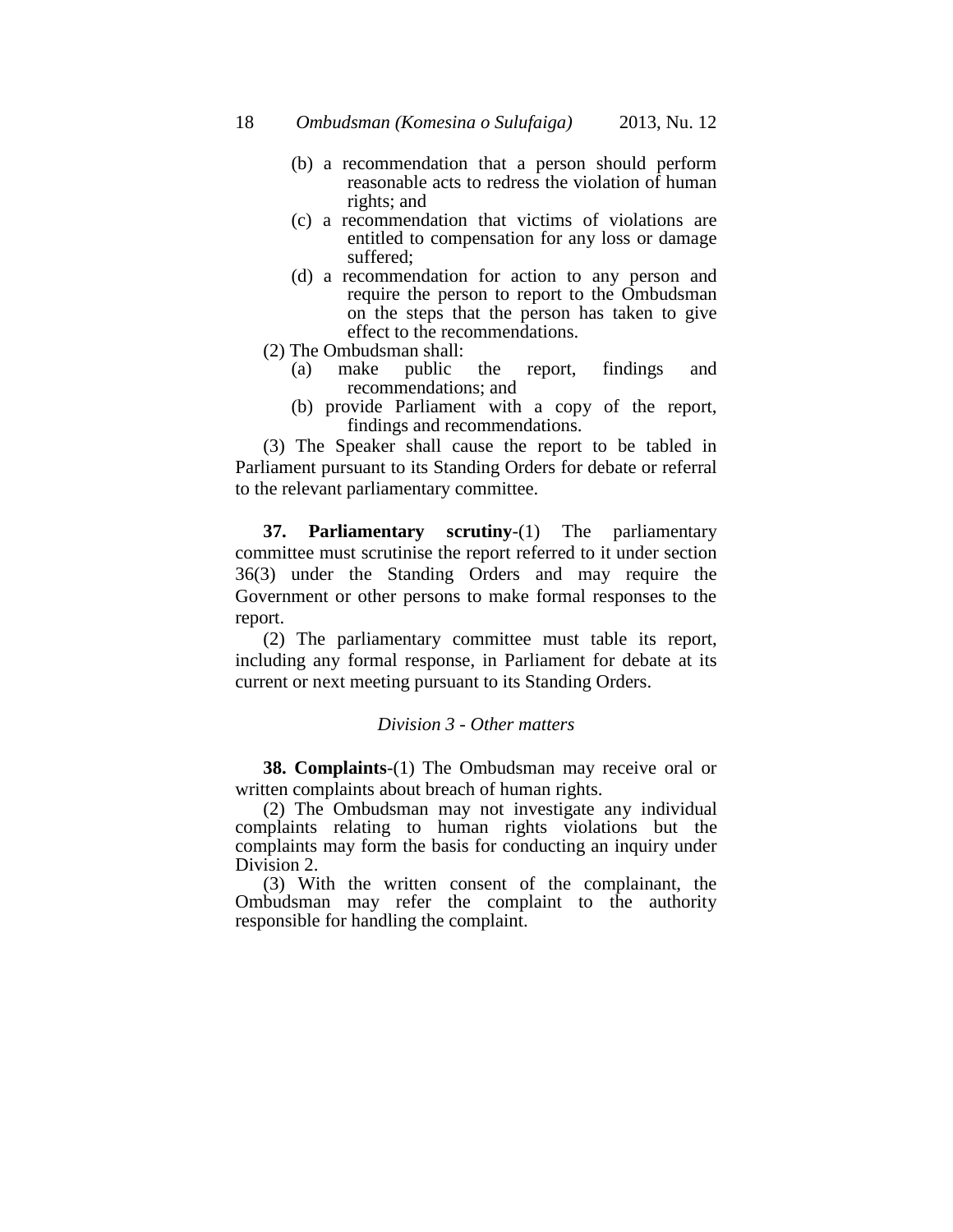(b) a recommendation that a person should perform reasonable acts to redress the violation of human rights; and

(c) a recommendation that victims of violations are entitled to compensation for any loss or damage suffered;

(d) a recommendation for action to any person and require the person to report to the Ombudsman on the steps that the person has taken to give effect to the recommendations.

(2) The Ombudsman shall:

(a) make public the report, findings and recommendations; and

(b) provide Parliament with a copy of the report, findings and recommendations.

(3) The Speaker shall cause the report to be tabled in Parliament pursuant to its Standing Orders for debate or referral to the relevant parliamentary committee.

**37. Parliamentary scrutiny**-(1) The parliamentary committee must scrutinise the report referred to it under section 36(3) under the Standing Orders and may require the Government or other persons to make formal responses to the report.

(2) The parliamentary committee must table its report, including any formal response, in Parliament for debate at its current or next meeting pursuant to its Standing Orders.

*Division 3 - Other matters*

**38. Complaints**-(1) The Ombudsman may receive oral or written complaints about breach of human rights.

(2) The Ombudsman may not investigate any individual complaints relating to human rights violations but the complaints may form the basis for conducting an inquiry under Division 2.

(3) With the written consent of the complainant, the Ombudsman may refer the complaint to the authority responsible for handling the complaint.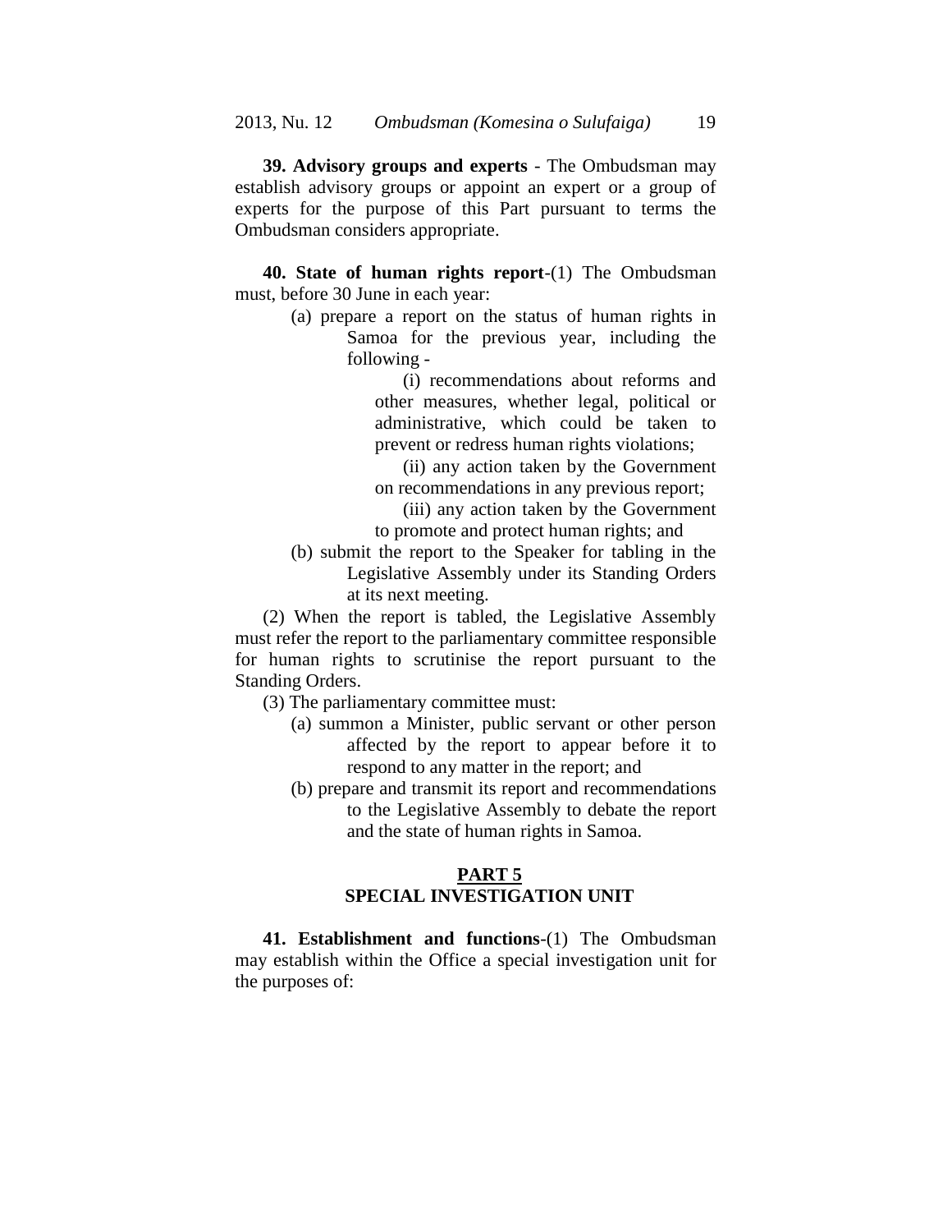**39. Advisory groups and experts** - The Ombudsman may establish advisory groups or appoint an expert or a group of experts for the purpose of this Part pursuant to terms the Ombudsman considers appropriate.

**40. State of human rights report**-(1) The Ombudsman must, before 30 June in each year:

(a) prepare a report on the status of human rights in Samoa for the previous year, including the following -

(i) recommendations about reforms and other measures, whether legal, political or administrative, which could be taken to prevent or redress human rights violations;

(ii) any action taken by the Government on recommendations in any previous report;

(iii) any action taken by the Government to promote and protect human rights; and

(b) submit the report to the Speaker for tabling in the Legislative Assembly under its Standing Orders at its next meeting.

(2) When the report is tabled, the Legislative Assembly must refer the report to the parliamentary committee responsible for human rights to scrutinise the report pursuant to the Standing Orders.

(3) The parliamentary committee must:

(a) summon a Minister, public servant or other person affected by the report to appear before it to respond to any matter in the report; and

(b) prepare and transmit its report and recommendations to the Legislative Assembly to debate the report and the state of human rights in Samoa.

## PART 5
## SPECIAL INVESTIGATION UNIT

**41. Establishment and functions**-(1) The Ombudsman may establish within the Office a special investigation unit for the purposes of: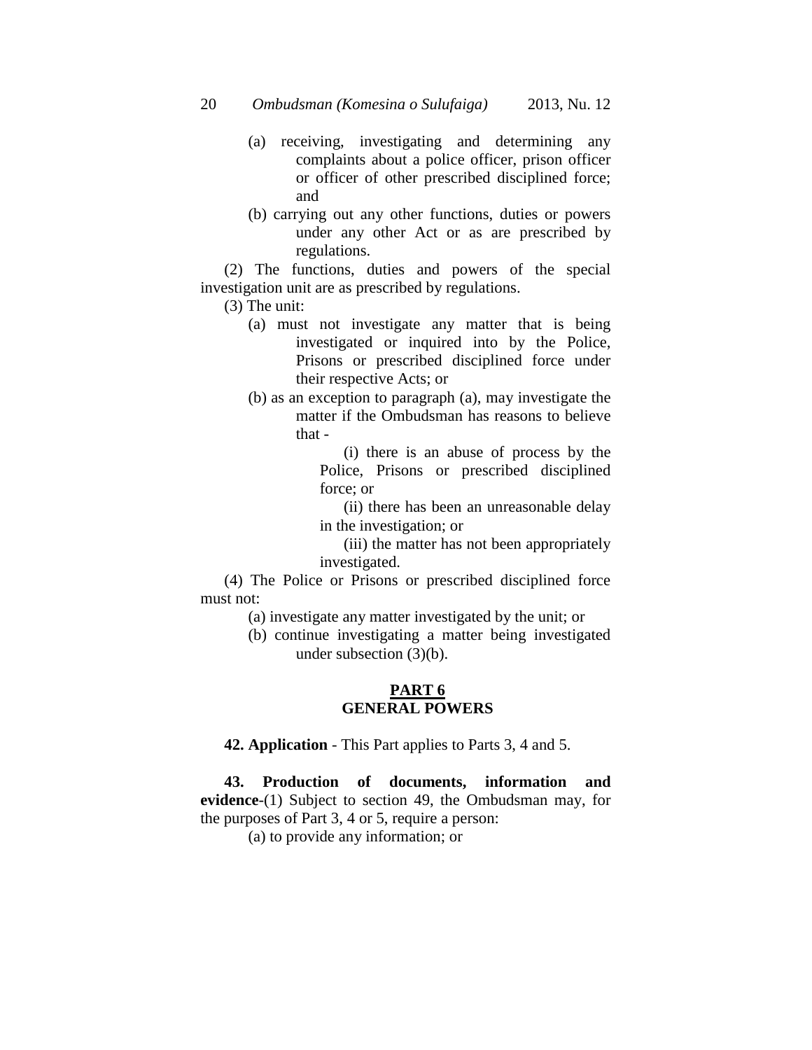(a) receiving, investigating and determining any complaints about a police officer, prison officer or officer of other prescribed disciplined force; and

(b) carrying out any other functions, duties or powers under any other Act or as are prescribed by regulations.

(2) The functions, duties and powers of the special investigation unit are as prescribed by regulations.

(3) The unit:

(a) must not investigate any matter that is being investigated or inquired into by the Police, Prisons or prescribed disciplined force under their respective Acts; or

(b) as an exception to paragraph (a), may investigate the matter if the Ombudsman has reasons to believe that -

(i) there is an abuse of process by the Police, Prisons or prescribed disciplined force; or

(ii) there has been an unreasonable delay in the investigation; or

(iii) the matter has not been appropriately investigated.

(4) The Police or Prisons or prescribed disciplined force must not:

(a) investigate any matter investigated by the unit; or

(b) continue investigating a matter being investigated under subsection (3)(b).

## PART 6
## GENERAL POWERS

**42. Application** - This Part applies to Parts 3, 4 and 5.

**43. Production of documents, information and evidence**-(1) Subject to section 49, the Ombudsman may, for the purposes of Part 3, 4 or 5, require a person:

(a) to provide any information; or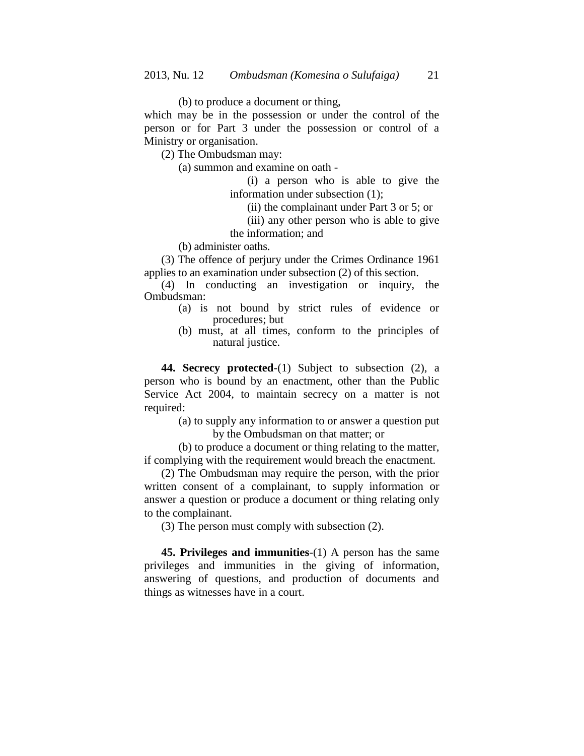(b) to produce a document or thing,

which may be in the possession or under the control of the person or for Part 3 under the possession or control of a Ministry or organisation.

(2) The Ombudsman may:

(a) summon and examine on oath -

(i) a person who is able to give the information under subsection (1);

(ii) the complainant under Part 3 or 5; or

(iii) any other person who is able to give the information; and

(b) administer oaths.

(3) The offence of perjury under the Crimes Ordinance 1961 applies to an examination under subsection (2) of this section.

(4) In conducting an investigation or inquiry, the Ombudsman:

(a) is not bound by strict rules of evidence or procedures; but

(b) must, at all times, conform to the principles of natural justice.

**44. Secrecy protected**-(1) Subject to subsection (2), a person who is bound by an enactment, other than the Public Service Act 2004, to maintain secrecy on a matter is not required:

(a) to supply any information to or answer a question put by the Ombudsman on that matter; or

(b) to produce a document or thing relating to the matter,

if complying with the requirement would breach the enactment.

(2) The Ombudsman may require the person, with the prior written consent of a complainant, to supply information or answer a question or produce a document or thing relating only to the complainant.

(3) The person must comply with subsection (2).

**45. Privileges and immunities**-(1) A person has the same privileges and immunities in the giving of information, answering of questions, and production of documents and things as witnesses have in a court.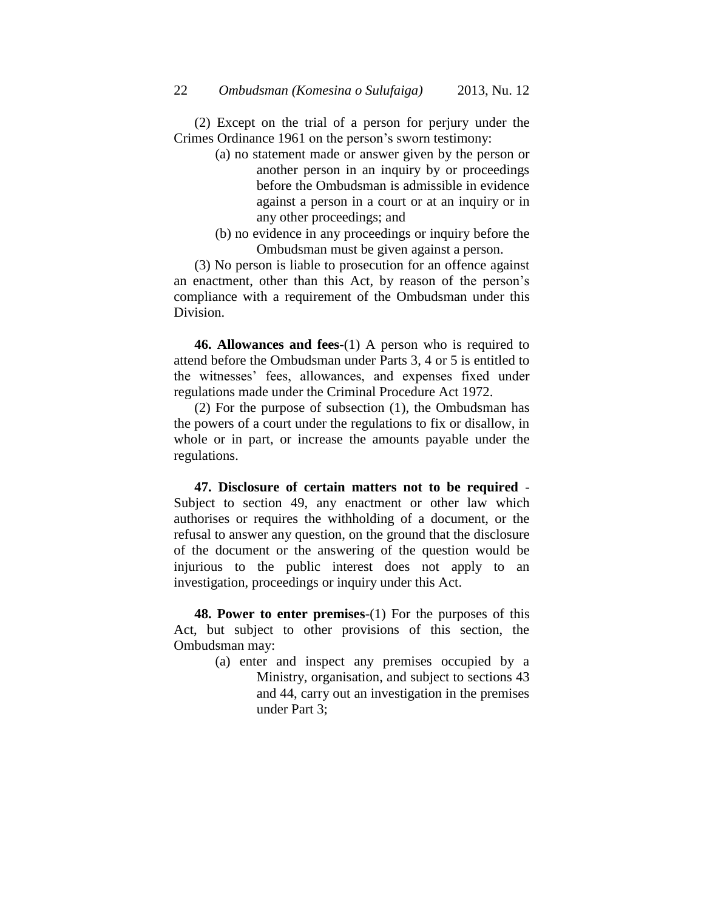(2) Except on the trial of a person for perjury under the Crimes Ordinance 1961 on the person's sworn testimony:

(a) no statement made or answer given by the person or another person in an inquiry by or proceedings before the Ombudsman is admissible in evidence against a person in a court or at an inquiry or in any other proceedings; and

(b) no evidence in any proceedings or inquiry before the Ombudsman must be given against a person.

(3) No person is liable to prosecution for an offence against an enactment, other than this Act, by reason of the person's compliance with a requirement of the Ombudsman under this Division.

**46. Allowances and fees**-(1) A person who is required to attend before the Ombudsman under Parts 3, 4 or 5 is entitled to the witnesses' fees, allowances, and expenses fixed under regulations made under the Criminal Procedure Act 1972.

(2) For the purpose of subsection (1), the Ombudsman has the powers of a court under the regulations to fix or disallow, in whole or in part, or increase the amounts payable under the regulations.

**47. Disclosure of certain matters not to be required** - Subject to section 49, any enactment or other law which authorises or requires the withholding of a document, or the refusal to answer any question, on the ground that the disclosure of the document or the answering of the question would be injurious to the public interest does not apply to an investigation, proceedings or inquiry under this Act.

**48. Power to enter premises**-(1) For the purposes of this Act, but subject to other provisions of this section, the Ombudsman may:

(a) enter and inspect any premises occupied by a Ministry, organisation, and subject to sections 43 and 44, carry out an investigation in the premises under Part 3;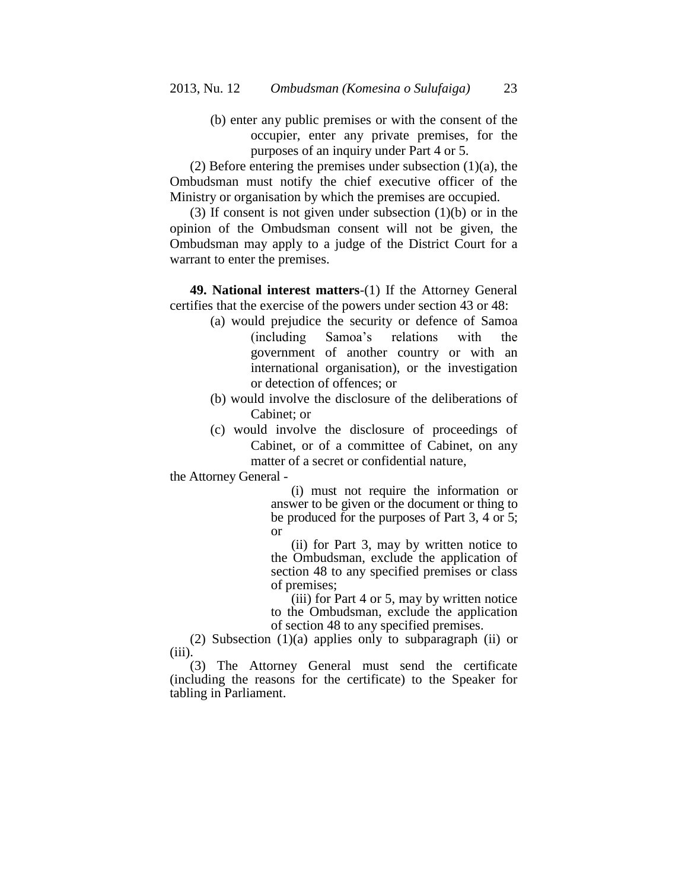(b) enter any public premises or with the consent of the occupier, enter any private premises, for the purposes of an inquiry under Part 4 or 5.

(2) Before entering the premises under subsection (1)(a), the Ombudsman must notify the chief executive officer of the Ministry or organisation by which the premises are occupied.

(3) If consent is not given under subsection (1)(b) or in the opinion of the Ombudsman consent will not be given, the Ombudsman may apply to a judge of the District Court for a warrant to enter the premises.

**49. National interest matters**-(1) If the Attorney General certifies that the exercise of the powers under section 43 or 48:

(a) would prejudice the security or defence of Samoa (including Samoa's relations with the government of another country or with an international organisation), or the investigation or detection of offences; or

(b) would involve the disclosure of the deliberations of Cabinet; or

(c) would involve the disclosure of proceedings of Cabinet, or of a committee of Cabinet, on any matter of a secret or confidential nature,

the Attorney General -

(i) must not require the information or answer to be given or the document or thing to be produced for the purposes of Part 3, 4 or 5; or

(ii) for Part 3, may by written notice to the Ombudsman, exclude the application of section 48 to any specified premises or class of premises;

(iii) for Part 4 or 5, may by written notice to the Ombudsman, exclude the application of section 48 to any specified premises.

(2) Subsection (1)(a) applies only to subparagraph (ii) or (iii).

(3) The Attorney General must send the certificate (including the reasons for the certificate) to the Speaker for tabling in Parliament.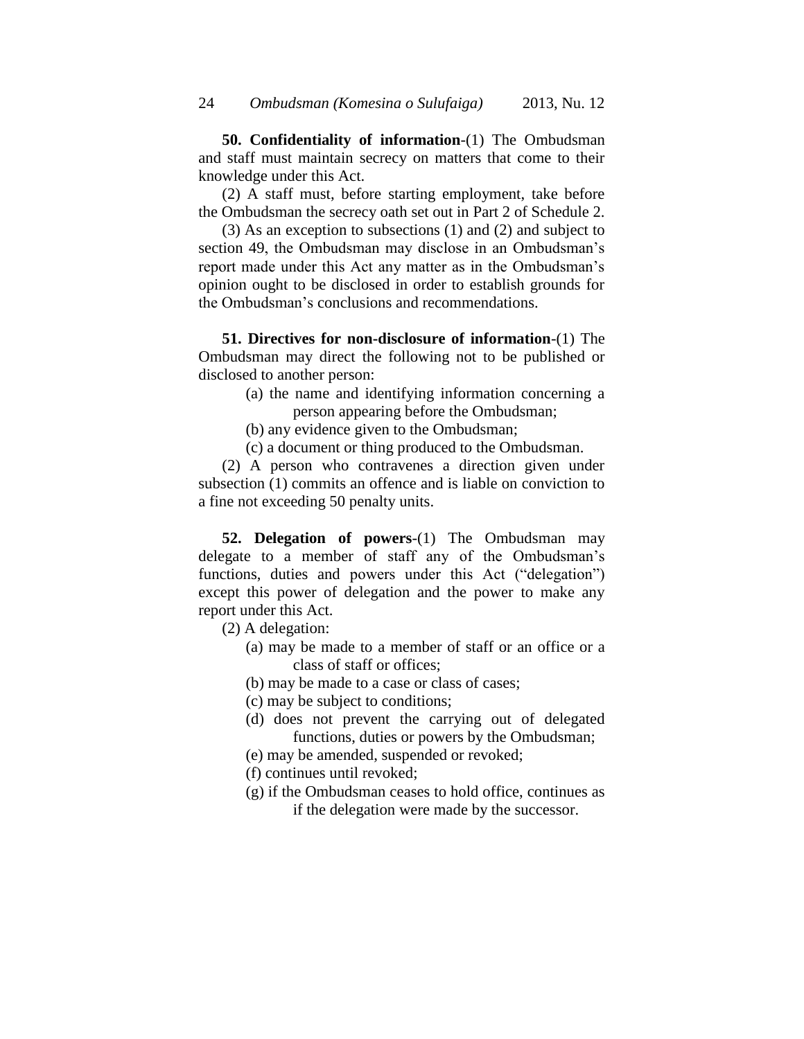**50. Confidentiality of information**-(1) The Ombudsman and staff must maintain secrecy on matters that come to their knowledge under this Act.

(2) A staff must, before starting employment, take before the Ombudsman the secrecy oath set out in Part 2 of Schedule 2.

(3) As an exception to subsections (1) and (2) and subject to section 49, the Ombudsman may disclose in an Ombudsman's report made under this Act any matter as in the Ombudsman's opinion ought to be disclosed in order to establish grounds for the Ombudsman's conclusions and recommendations.

**51. Directives for non-disclosure of information**-(1) The Ombudsman may direct the following not to be published or disclosed to another person:

(a) the name and identifying information concerning a person appearing before the Ombudsman;

(b) any evidence given to the Ombudsman;

(c) a document or thing produced to the Ombudsman.

(2) A person who contravenes a direction given under subsection (1) commits an offence and is liable on conviction to a fine not exceeding 50 penalty units.

**52. Delegation of powers**-(1) The Ombudsman may delegate to a member of staff any of the Ombudsman's functions, duties and powers under this Act ("delegation") except this power of delegation and the power to make any report under this Act.

(2) A delegation:

(a) may be made to a member of staff or an office or a class of staff or offices;

(b) may be made to a case or class of cases;

(c) may be subject to conditions;

(d) does not prevent the carrying out of delegated functions, duties or powers by the Ombudsman;

(e) may be amended, suspended or revoked;

(f) continues until revoked;

(g) if the Ombudsman ceases to hold office, continues as if the delegation were made by the successor.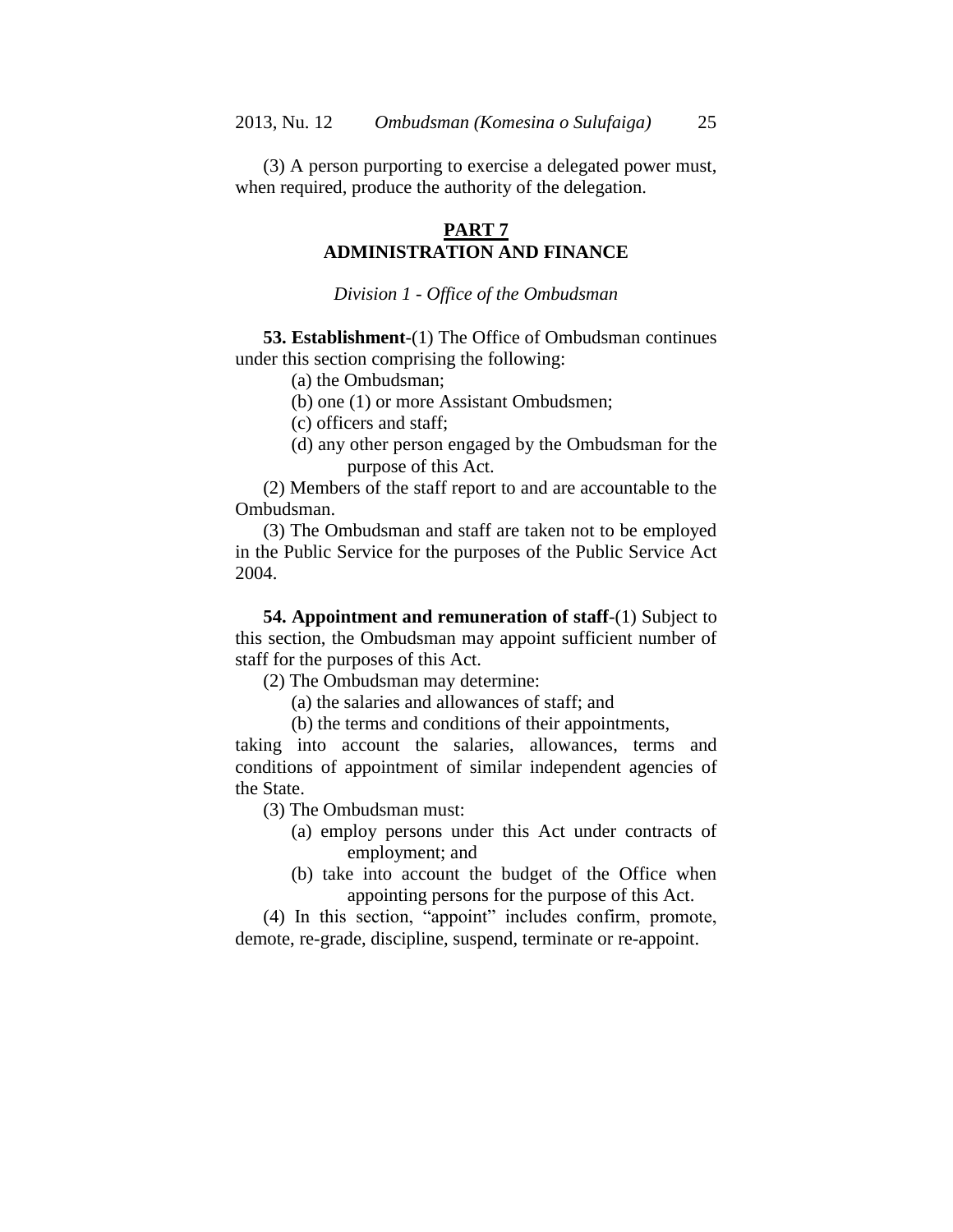(3) A person purporting to exercise a delegated power must, when required, produce the authority of the delegation.

## PART 7
## ADMINISTRATION AND FINANCE

### *Division 1 - Office of the Ombudsman*

**53. Establishment**-(1) The Office of Ombudsman continues under this section comprising the following:

(a) the Ombudsman;

(b) one (1) or more Assistant Ombudsmen;

(c) officers and staff;

(d) any other person engaged by the Ombudsman for the purpose of this Act.

(2) Members of the staff report to and are accountable to the Ombudsman.

(3) The Ombudsman and staff are taken not to be employed in the Public Service for the purposes of the Public Service Act 2004.

**54. Appointment and remuneration of staff**-(1) Subject to this section, the Ombudsman may appoint sufficient number of staff for the purposes of this Act.

(2) The Ombudsman may determine:

(a) the salaries and allowances of staff; and

(b) the terms and conditions of their appointments,

taking into account the salaries, allowances, terms and conditions of appointment of similar independent agencies of the State.

(3) The Ombudsman must:

(a) employ persons under this Act under contracts of employment; and

(b) take into account the budget of the Office when appointing persons for the purpose of this Act.

(4) In this section, "appoint" includes confirm, promote, demote, re-grade, discipline, suspend, terminate or re-appoint.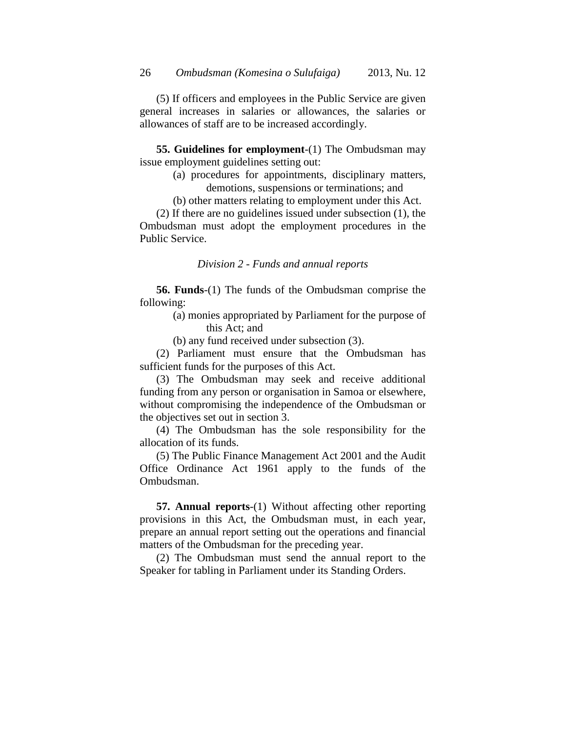(5) If officers and employees in the Public Service are given general increases in salaries or allowances, the salaries or allowances of staff are to be increased accordingly.

**55. Guidelines for employment**-(1) The Ombudsman may issue employment guidelines setting out:

(a) procedures for appointments, disciplinary matters, demotions, suspensions or terminations; and

(b) other matters relating to employment under this Act.

(2) If there are no guidelines issued under subsection (1), the Ombudsman must adopt the employment procedures in the Public Service.

*Division 2 - Funds and annual reports*

**56. Funds**-(1) The funds of the Ombudsman comprise the following:

(a) monies appropriated by Parliament for the purpose of this Act; and

(b) any fund received under subsection (3).

(2) Parliament must ensure that the Ombudsman has sufficient funds for the purposes of this Act.

(3) The Ombudsman may seek and receive additional funding from any person or organisation in Samoa or elsewhere, without compromising the independence of the Ombudsman or the objectives set out in section 3.

(4) The Ombudsman has the sole responsibility for the allocation of its funds.

(5) The Public Finance Management Act 2001 and the Audit Office Ordinance Act 1961 apply to the funds of the Ombudsman.

**57. Annual reports**-(1) Without affecting other reporting provisions in this Act, the Ombudsman must, in each year, prepare an annual report setting out the operations and financial matters of the Ombudsman for the preceding year.

(2) The Ombudsman must send the annual report to the Speaker for tabling in Parliament under its Standing Orders.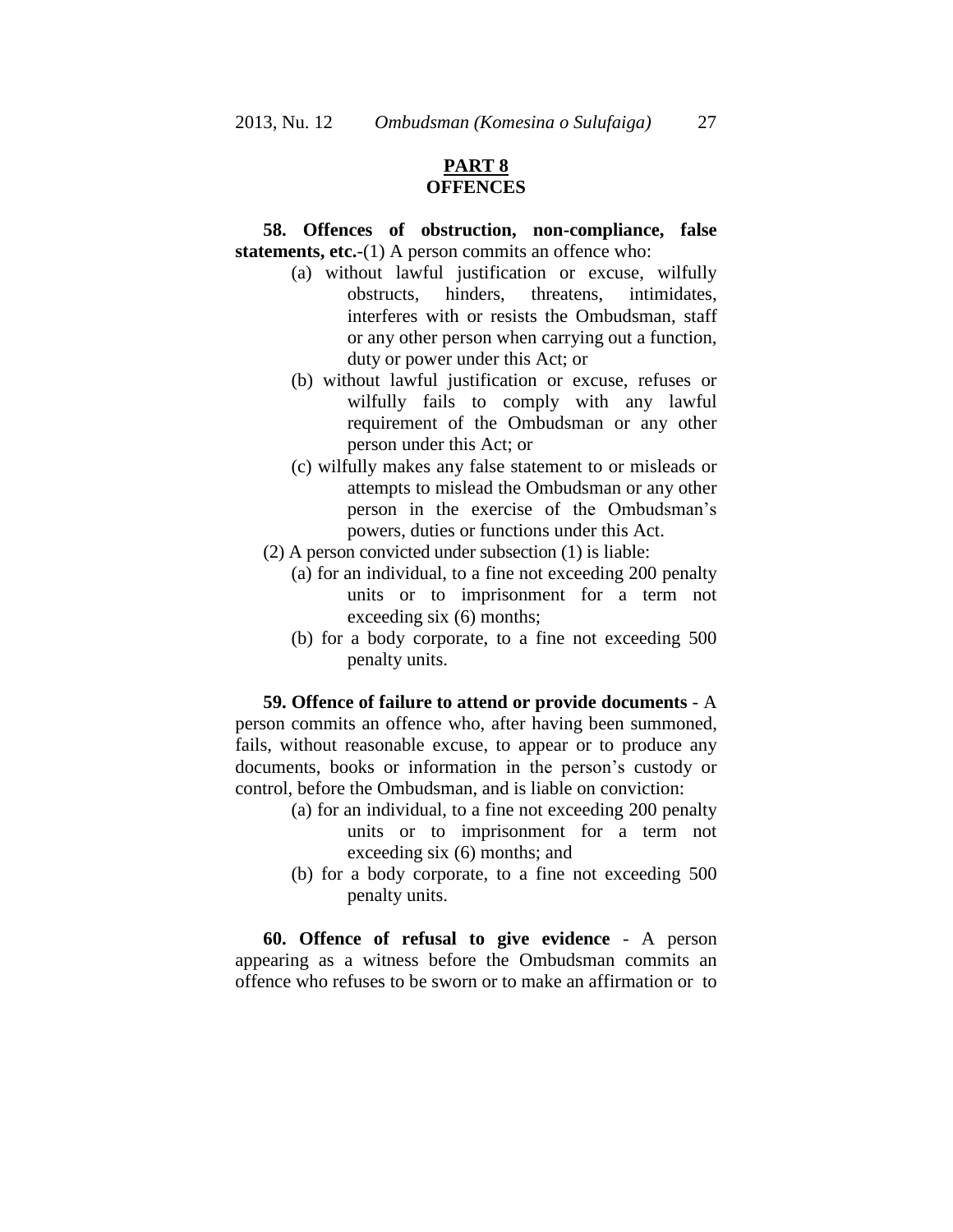## PART 8
## OFFENCES

**58. Offences of obstruction, non-compliance, false statements, etc.**-(1) A person commits an offence who:

- (a) without lawful justification or excuse, wilfully obstructs, hinders, threatens, intimidates, interferes with or resists the Ombudsman, staff or any other person when carrying out a function, duty or power under this Act; or
- (b) without lawful justification or excuse, refuses or wilfully fails to comply with any lawful requirement of the Ombudsman or any other person under this Act; or
- (c) wilfully makes any false statement to or misleads or attempts to mislead the Ombudsman or any other person in the exercise of the Ombudsman's powers, duties or functions under this Act.

(2) A person convicted under subsection (1) is liable:

- (a) for an individual, to a fine not exceeding 200 penalty units or to imprisonment for a term not exceeding six (6) months;
- (b) for a body corporate, to a fine not exceeding 500 penalty units.

**59. Offence of failure to attend or provide documents** - A person commits an offence who, after having been summoned, fails, without reasonable excuse, to appear or to produce any documents, books or information in the person's custody or control, before the Ombudsman, and is liable on conviction:

- (a) for an individual, to a fine not exceeding 200 penalty units or to imprisonment for a term not exceeding six (6) months; and
- (b) for a body corporate, to a fine not exceeding 500 penalty units.

**60. Offence of refusal to give evidence** - A person appearing as a witness before the Ombudsman commits an offence who refuses to be sworn or to make an affirmation or to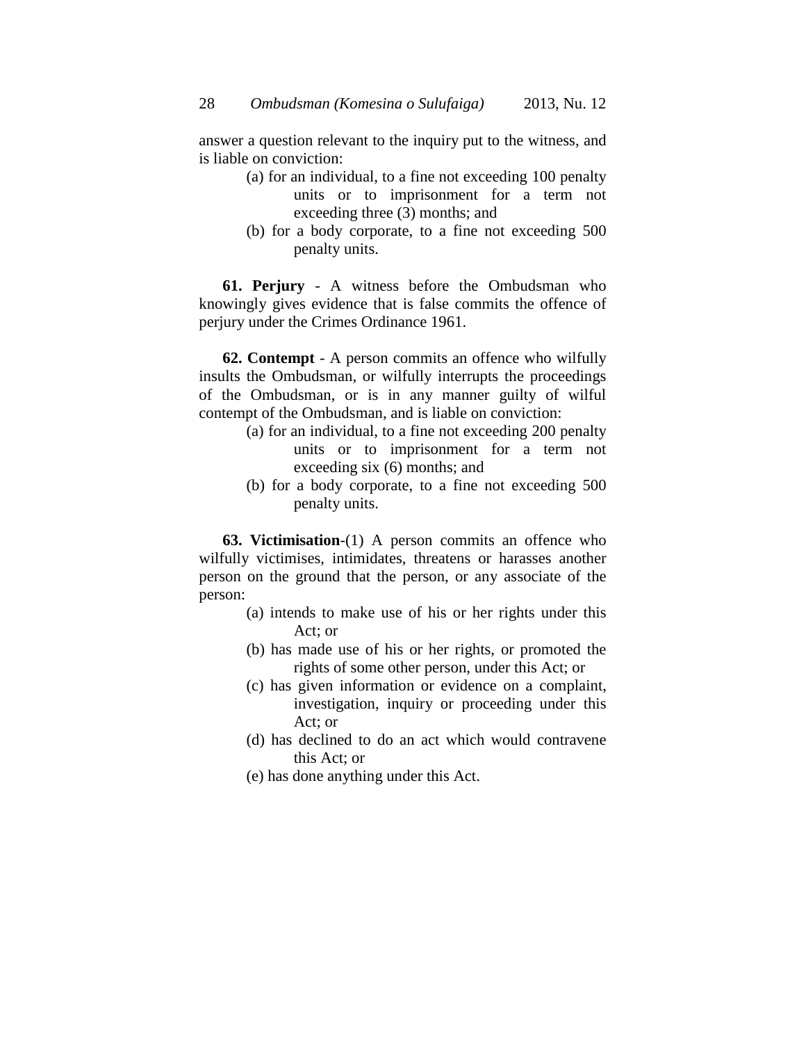answer a question relevant to the inquiry put to the witness, and is liable on conviction:

(a) for an individual, to a fine not exceeding 100 penalty units or to imprisonment for a term not exceeding three (3) months; and
(b) for a body corporate, to a fine not exceeding 500 penalty units.

**61. Perjury** - A witness before the Ombudsman who knowingly gives evidence that is false commits the offence of perjury under the Crimes Ordinance 1961.

**62. Contempt** - A person commits an offence who wilfully insults the Ombudsman, or wilfully interrupts the proceedings of the Ombudsman, or is in any manner guilty of wilful contempt of the Ombudsman, and is liable on conviction:

(a) for an individual, to a fine not exceeding 200 penalty units or to imprisonment for a term not exceeding six (6) months; and
(b) for a body corporate, to a fine not exceeding 500 penalty units.

**63. Victimisation**-(1) A person commits an offence who wilfully victimises, intimidates, threatens or harasses another person on the ground that the person, or any associate of the person:

(a) intends to make use of his or her rights under this Act; or
(b) has made use of his or her rights, or promoted the rights of some other person, under this Act; or
(c) has given information or evidence on a complaint, investigation, inquiry or proceeding under this Act; or
(d) has declined to do an act which would contravene this Act; or
(e) has done anything under this Act.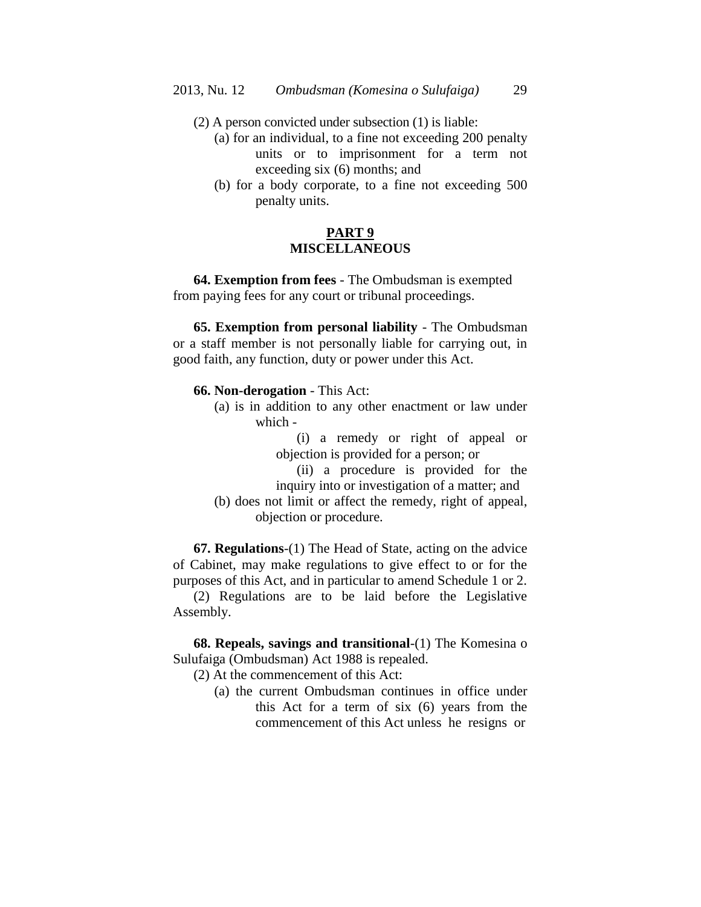(2) A person convicted under subsection (1) is liable:

(a) for an individual, to a fine not exceeding 200 penalty units or to imprisonment for a term not exceeding six (6) months; and

(b) for a body corporate, to a fine not exceeding 500 penalty units.

## PART 9
## MISCELLANEOUS

**64. Exemption from fees** - The Ombudsman is exempted from paying fees for any court or tribunal proceedings.

**65. Exemption from personal liability** - The Ombudsman or a staff member is not personally liable for carrying out, in good faith, any function, duty or power under this Act.

**66. Non-derogation** - This Act:

(a) is in addition to any other enactment or law under which -

(i) a remedy or right of appeal or objection is provided for a person; or

(ii) a procedure is provided for the inquiry into or investigation of a matter; and

(b) does not limit or affect the remedy, right of appeal, objection or procedure.

**67. Regulations**-(1) The Head of State, acting on the advice of Cabinet, may make regulations to give effect to or for the purposes of this Act, and in particular to amend Schedule 1 or 2.

(2) Regulations are to be laid before the Legislative Assembly.

**68. Repeals, savings and transitional**-(1) The Komesina o Sulufaiga (Ombudsman) Act 1988 is repealed.

(2) At the commencement of this Act:

(a) the current Ombudsman continues in office under this Act for a term of six (6) years from the commencement of this Act unless he resigns or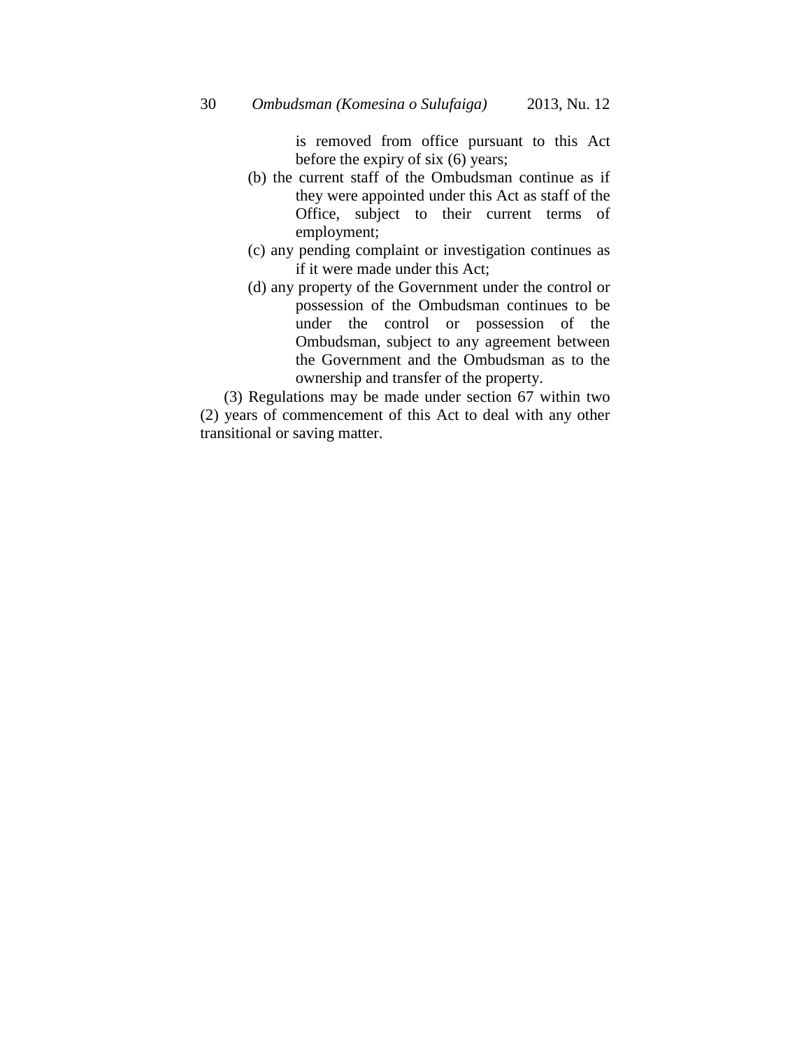is removed from office pursuant to this Act before the expiry of six (6) years;

(b) the current staff of the Ombudsman continue as if they were appointed under this Act as staff of the Office, subject to their current terms of employment;

(c) any pending complaint or investigation continues as if it were made under this Act;

(d) any property of the Government under the control or possession of the Ombudsman continues to be under the control or possession of the Ombudsman, subject to any agreement between the Government and the Ombudsman as to the ownership and transfer of the property.

(3) Regulations may be made under section 67 within two (2) years of commencement of this Act to deal with any other transitional or saving matter.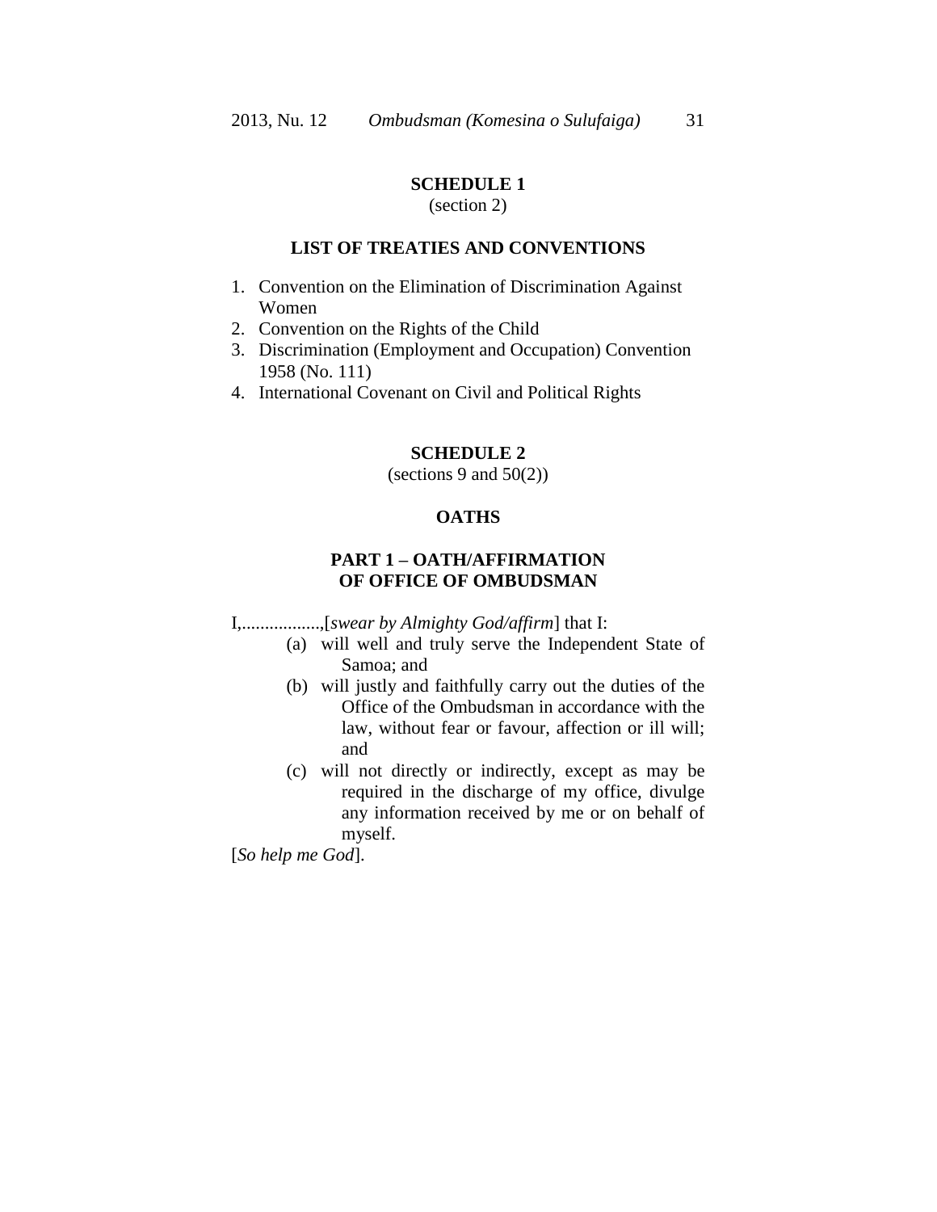## SCHEDULE 1
(section 2)

### LIST OF TREATIES AND CONVENTIONS

1. Convention on the Elimination of Discrimination Against Women
2. Convention on the Rights of the Child
3. Discrimination (Employment and Occupation) Convention 1958 (No. 111)
4. International Covenant on Civil and Political Rights

## SCHEDULE 2
(sections 9 and 50(2))

### OATHS

### PART 1 – OATH/AFFIRMATION OF OFFICE OF OMBUDSMAN

I,................,[*swear by Almighty God/affirm*] that I:

- (a) will well and truly serve the Independent State of Samoa; and
- (b) will justly and faithfully carry out the duties of the Office of the Ombudsman in accordance with the law, without fear or favour, affection or ill will; and
- (c) will not directly or indirectly, except as may be required in the discharge of my office, divulge any information received by me or on behalf of myself.

[*So help me God*].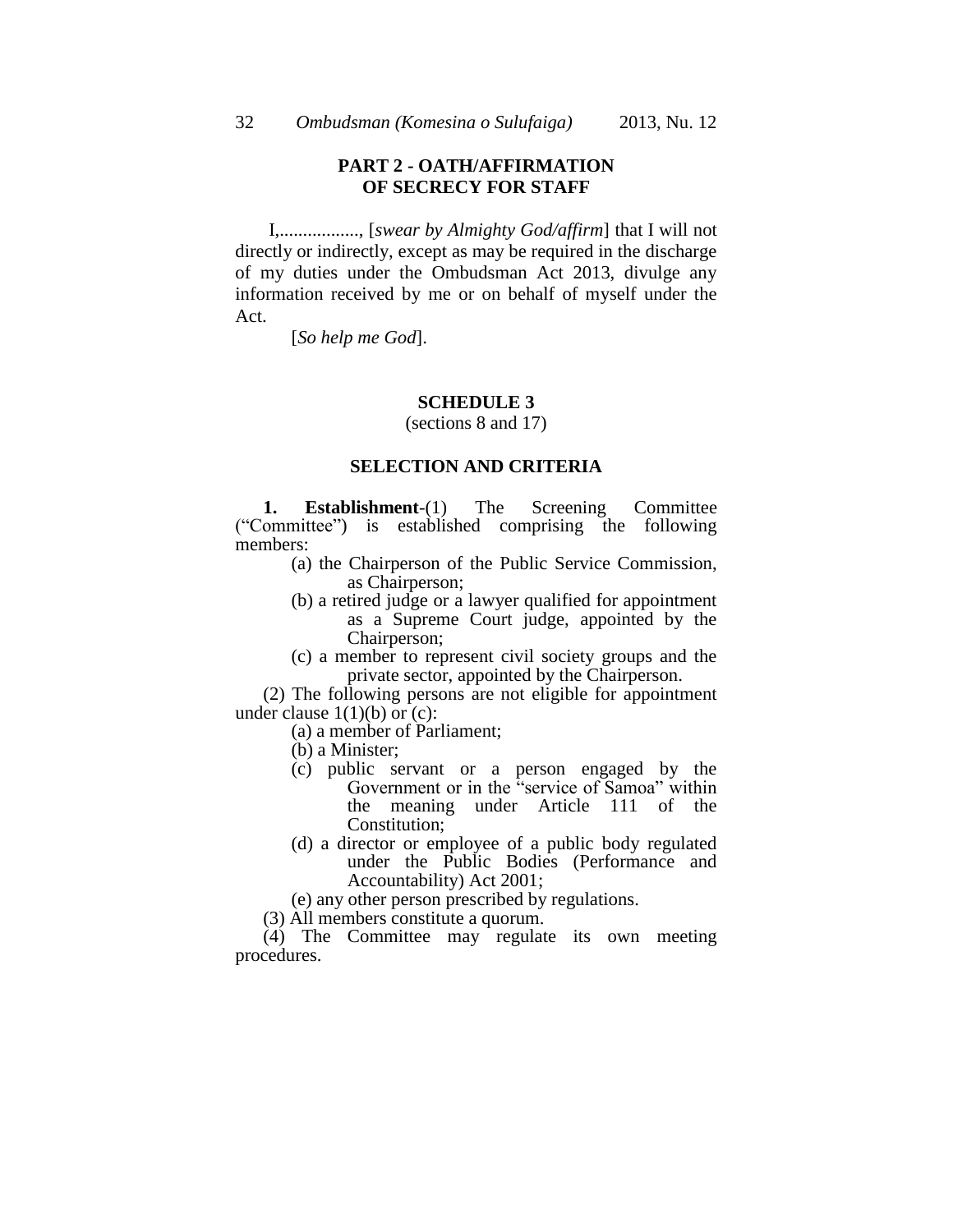## PART 2 - OATH/AFFIRMATION OF SECRECY FOR STAFF

I,................., [*swear by Almighty God/affirm*] that I will not directly or indirectly, except as may be required in the discharge of my duties under the Ombudsman Act 2013, divulge any information received by me or on behalf of myself under the Act.

[*So help me God*].

## SCHEDULE 3

(sections 8 and 17)

### SELECTION AND CRITERIA

**1. Establishment**-(1) The Screening Committee ("Committee") is established comprising the following members:

(a) the Chairperson of the Public Service Commission, as Chairperson;
(b) a retired judge or a lawyer qualified for appointment as a Supreme Court judge, appointed by the Chairperson;
(c) a member to represent civil society groups and the private sector, appointed by the Chairperson.

(2) The following persons are not eligible for appointment under clause 1(1)(b) or (c):

(a) a member of Parliament;
(b) a Minister;
(c) public servant or a person engaged by the Government or in the "service of Samoa" within the meaning under Article 111 of the Constitution;
(d) a director or employee of a public body regulated under the Public Bodies (Performance and Accountability) Act 2001;
(e) any other person prescribed by regulations.

(3) All members constitute a quorum.

(4) The Committee may regulate its own meeting procedures.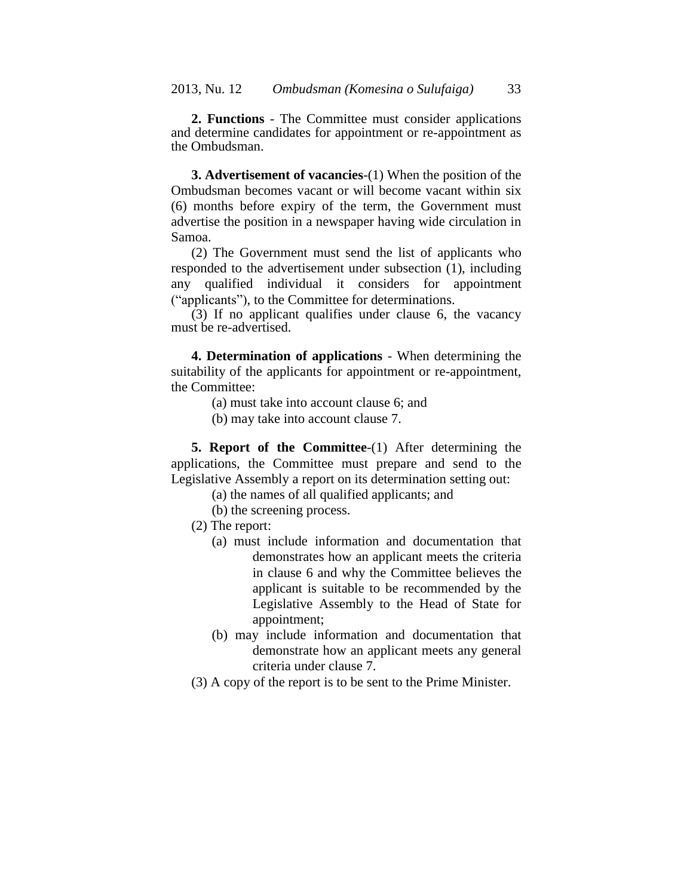**2. Functions** - The Committee must consider applications and determine candidates for appointment or re-appointment as the Ombudsman.

**3. Advertisement of vacancies**-(1) When the position of the Ombudsman becomes vacant or will become vacant within six (6) months before expiry of the term, the Government must advertise the position in a newspaper having wide circulation in Samoa.

(2) The Government must send the list of applicants who responded to the advertisement under subsection (1), including any qualified individual it considers for appointment ("applicants"), to the Committee for determinations.

(3) If no applicant qualifies under clause 6, the vacancy must be re-advertised.

**4. Determination of applications** - When determining the suitability of the applicants for appointment or re-appointment, the Committee:

(a) must take into account clause 6; and

(b) may take into account clause 7.

**5. Report of the Committee**-(1) After determining the applications, the Committee must prepare and send to the Legislative Assembly a report on its determination setting out:

(a) the names of all qualified applicants; and

(b) the screening process.

(2) The report:

(a) must include information and documentation that demonstrates how an applicant meets the criteria in clause 6 and why the Committee believes the applicant is suitable to be recommended by the Legislative Assembly to the Head of State for appointment;

(b) may include information and documentation that demonstrate how an applicant meets any general criteria under clause 7.

(3) A copy of the report is to be sent to the Prime Minister.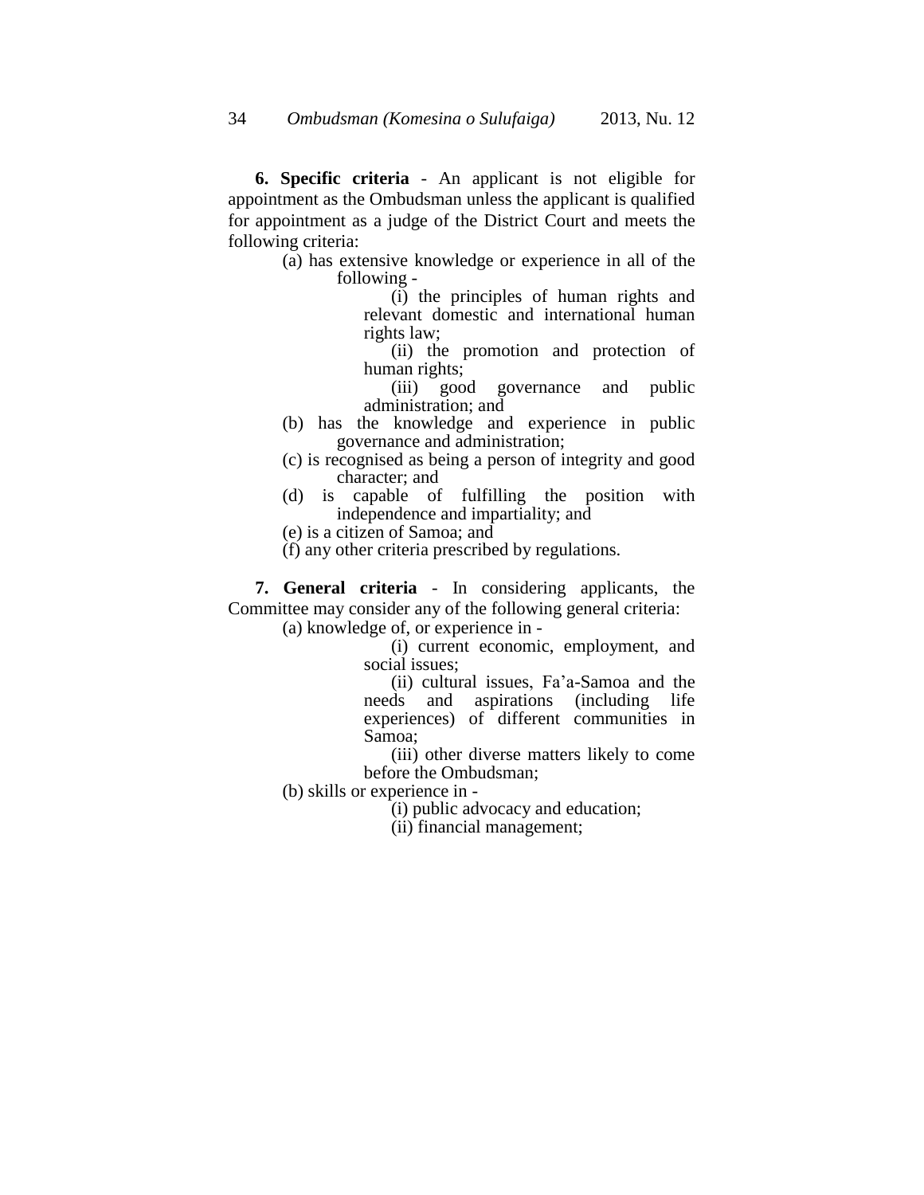**6. Specific criteria** - An applicant is not eligible for appointment as the Ombudsman unless the applicant is qualified for appointment as a judge of the District Court and meets the following criteria:

(a) has extensive knowledge or experience in all of the following -

(i) the principles of human rights and relevant domestic and international human rights law;

(ii) the promotion and protection of human rights;

(iii) good governance and public administration; and

(b) has the knowledge and experience in public governance and administration;

(c) is recognised as being a person of integrity and good character; and

(d) is capable of fulfilling the position with independence and impartiality; and

(e) is a citizen of Samoa; and

(f) any other criteria prescribed by regulations.

**7. General criteria** - In considering applicants, the Committee may consider any of the following general criteria:

(a) knowledge of, or experience in -

(i) current economic, employment, and social issues;

(ii) cultural issues, Fa'a-Samoa and the needs and aspirations (including life experiences) of different communities in Samoa;

(iii) other diverse matters likely to come before the Ombudsman;

(b) skills or experience in -

(i) public advocacy and education;

(ii) financial management;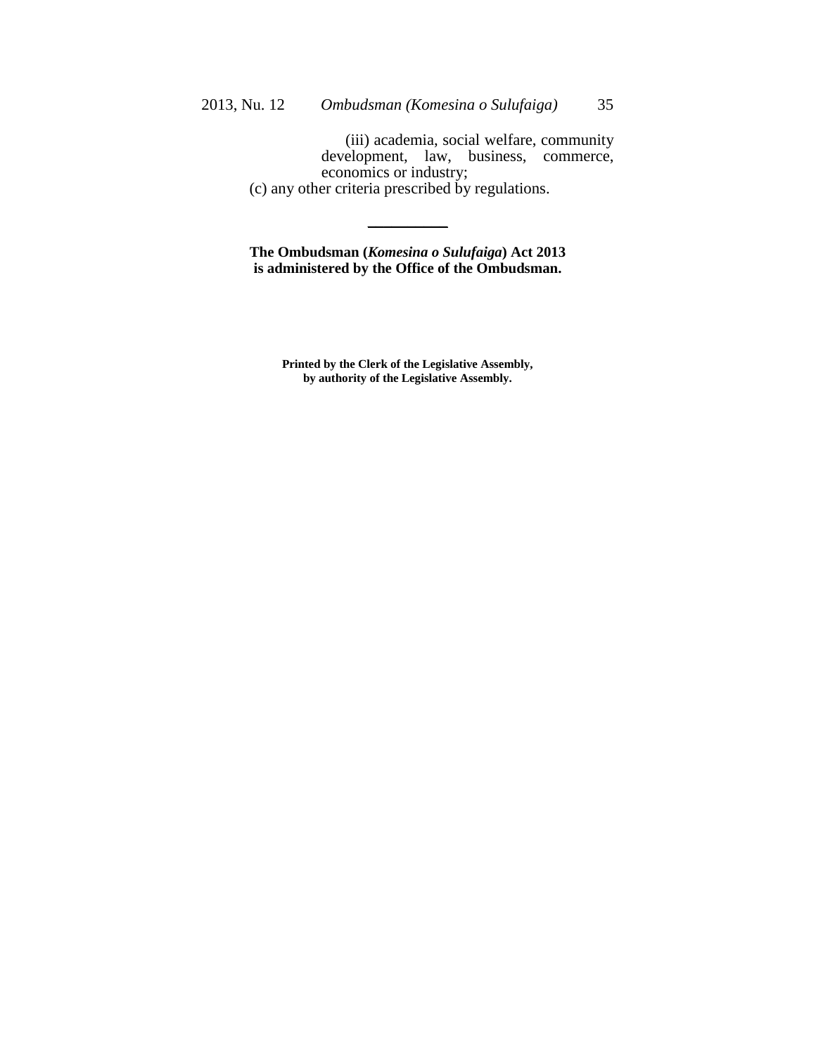(iii) academia, social welfare, community development, law, business, commerce, economics or industry;

(c) any other criteria prescribed by regulations.

---

**The Ombudsman (*Komesina o Sulufaiga*) Act 2013 is administered by the Office of the Ombudsman.**

**Printed by the Clerk of the Legislative Assembly, by authority of the Legislative Assembly.**